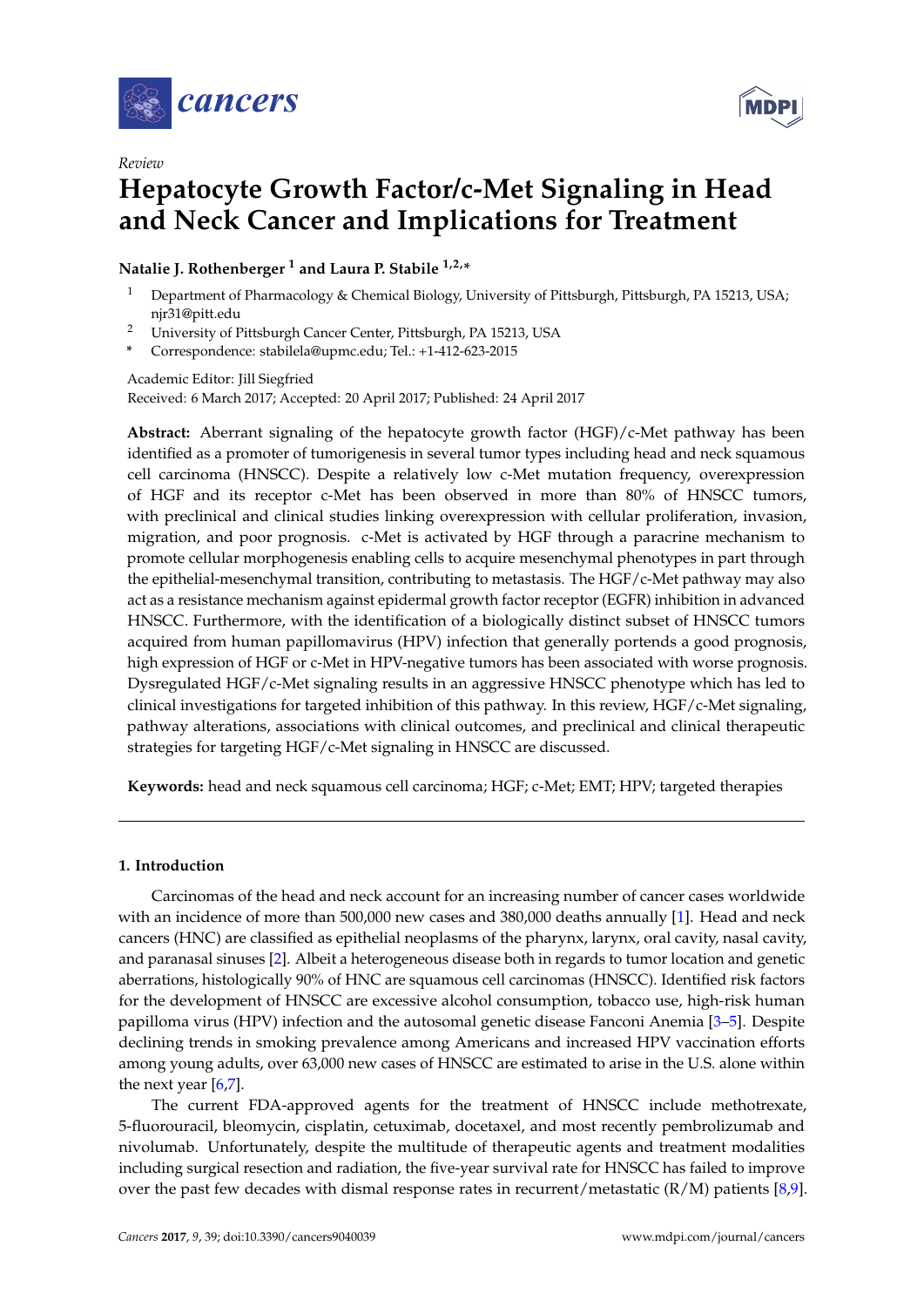*Review*

# Hepatocyte Growth Factor/c-Met Signaling in Head and Neck Cancer and Implications for Treatment

**Natalie J. Rothenberger [1] and Laura P. Stabile [1,2,*]**

[1] Department of Pharmacology & Chemical Biology, University of Pittsburgh, Pittsburgh, PA 15213, USA; njr31@pitt.edu

[2] University of Pittsburgh Cancer Center, Pittsburgh, PA 15213, USA

[*] Correspondence: stabilela@upmc.edu; Tel.: +1-412-623-2015

Academic Editor: Jill Siegfried

Received: 6 March 2017; Accepted: 20 April 2017; Published: 24 April 2017

**Abstract:** Aberrant signaling of the hepatocyte growth factor (HGF)/c-Met pathway has been identified as a promoter of tumorigenesis in several tumor types including head and neck squamous cell carcinoma (HNSCC). Despite a relatively low c-Met mutation frequency, overexpression of HGF and its receptor c-Met has been observed in more than 80% of HNSCC tumors, with preclinical and clinical studies linking overexpression with cellular proliferation, invasion, migration, and poor prognosis. c-Met is activated by HGF through a paracrine mechanism to promote cellular morphogenesis enabling cells to acquire mesenchymal phenotypes in part through the epithelial-mesenchymal transition, contributing to metastasis. The HGF/c-Met pathway may also act as a resistance mechanism against epidermal growth factor receptor (EGFR) inhibition in advanced HNSCC. Furthermore, with the identification of a biologically distinct subset of HNSCC tumors acquired from human papillomavirus (HPV) infection that generally portends a good prognosis, high expression of HGF or c-Met in HPV-negative tumors has been associated with worse prognosis. Dysregulated HGF/c-Met signaling results in an aggressive HNSCC phenotype which has led to clinical investigations for targeted inhibition of this pathway. In this review, HGF/c-Met signaling, pathway alterations, associations with clinical outcomes, and preclinical and clinical therapeutic strategies for targeting HGF/c-Met signaling in HNSCC are discussed.

**Keywords:** head and neck squamous cell carcinoma; HGF; c-Met; EMT; HPV; targeted therapies

## 1. Introduction

Carcinomas of the head and neck account for an increasing number of cancer cases worldwide with an incidence of more than 500,000 new cases and 380,000 deaths annually [1]. Head and neck cancers (HNC) are classified as epithelial neoplasms of the pharynx, larynx, oral cavity, nasal cavity, and paranasal sinuses [2]. Albeit a heterogeneous disease both in regards to tumor location and genetic aberrations, histologically 90% of HNC are squamous cell carcinomas (HNSCC). Identified risk factors for the development of HNSCC are excessive alcohol consumption, tobacco use, high-risk human papilloma virus (HPV) infection and the autosomal genetic disease Fanconi Anemia [3–5]. Despite declining trends in smoking prevalence among Americans and increased HPV vaccination efforts among young adults, over 63,000 new cases of HNSCC are estimated to arise in the U.S. alone within the next year [6,7].

The current FDA-approved agents for the treatment of HNSCC include methotrexate, 5-fluorouracil, bleomycin, cisplatin, cetuximab, docetaxel, and most recently pembrolizumab and nivolumab. Unfortunately, despite the multitude of therapeutic agents and treatment modalities including surgical resection and radiation, the five-year survival rate for HNSCC has failed to improve over the past few decades with dismal response rates in recurrent/metastatic (R/M) patients [8,9].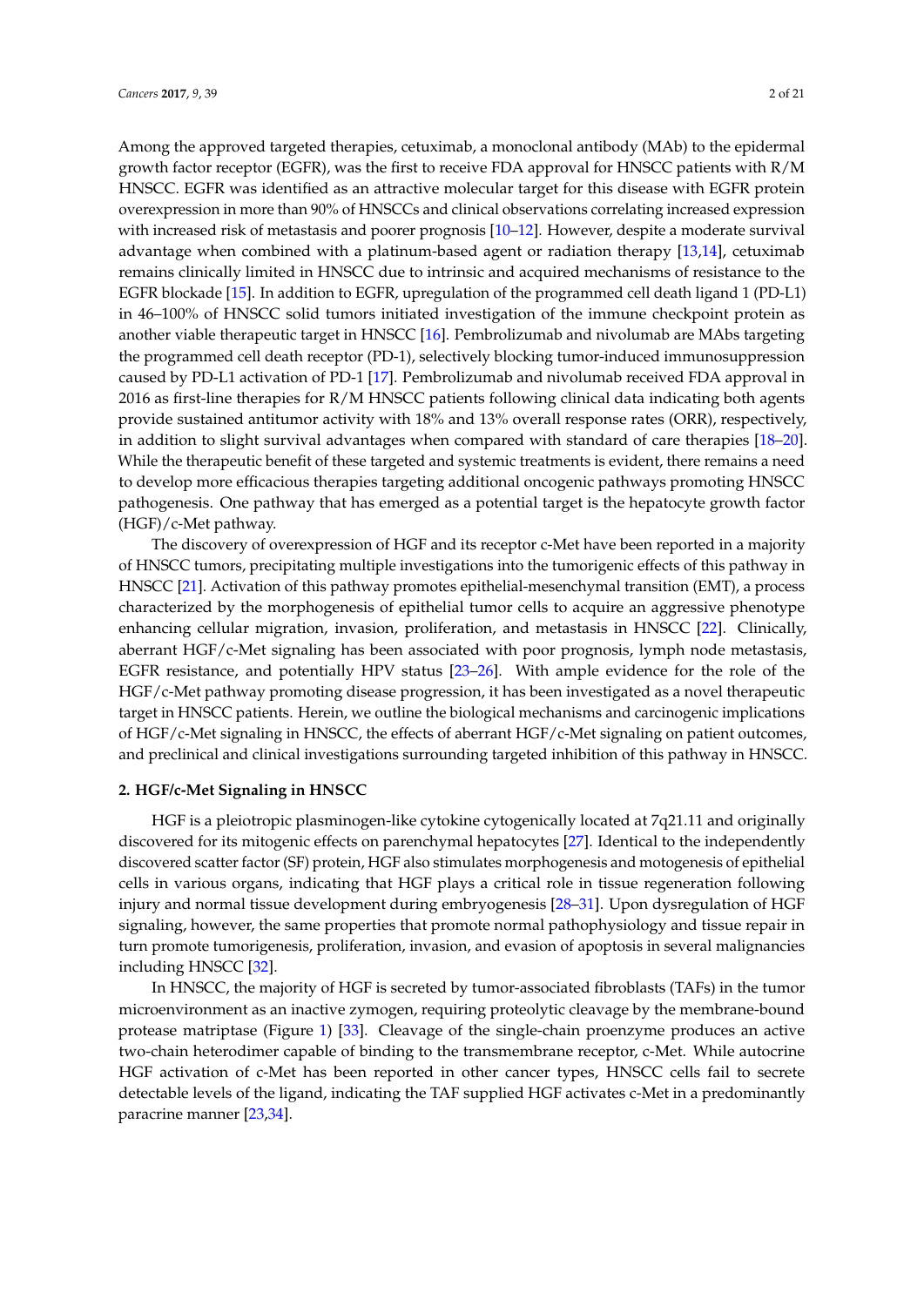Among the approved targeted therapies, cetuximab, a monoclonal antibody (MAb) to the epidermal growth factor receptor (EGFR), was the first to receive FDA approval for HNSCC patients with R/M HNSCC. EGFR was identified as an attractive molecular target for this disease with EGFR protein overexpression in more than 90% of HNSCCs and clinical observations correlating increased expression with increased risk of metastasis and poorer prognosis [10–12]. However, despite a moderate survival advantage when combined with a platinum-based agent or radiation therapy [13,14], cetuximab remains clinically limited in HNSCC due to intrinsic and acquired mechanisms of resistance to the EGFR blockade [15]. In addition to EGFR, upregulation of the programmed cell death ligand 1 (PD-L1) in 46–100% of HNSCC solid tumors initiated investigation of the immune checkpoint protein as another viable therapeutic target in HNSCC [16]. Pembrolizumab and nivolumab are MAbs targeting the programmed cell death receptor (PD-1), selectively blocking tumor-induced immunosuppression caused by PD-L1 activation of PD-1 [17]. Pembrolizumab and nivolumab received FDA approval in 2016 as first-line therapies for R/M HNSCC patients following clinical data indicating both agents provide sustained antitumor activity with 18% and 13% overall response rates (ORR), respectively, in addition to slight survival advantages when compared with standard of care therapies [18–20]. While the therapeutic benefit of these targeted and systemic treatments is evident, there remains a need to develop more efficacious therapies targeting additional oncogenic pathways promoting HNSCC pathogenesis. One pathway that has emerged as a potential target is the hepatocyte growth factor (HGF)/c-Met pathway.

The discovery of overexpression of HGF and its receptor c-Met have been reported in a majority of HNSCC tumors, precipitating multiple investigations into the tumorigenic effects of this pathway in HNSCC [21]. Activation of this pathway promotes epithelial-mesenchymal transition (EMT), a process characterized by the morphogenesis of epithelial tumor cells to acquire an aggressive phenotype enhancing cellular migration, invasion, proliferation, and metastasis in HNSCC [22]. Clinically, aberrant HGF/c-Met signaling has been associated with poor prognosis, lymph node metastasis, EGFR resistance, and potentially HPV status [23–26]. With ample evidence for the role of the HGF/c-Met pathway promoting disease progression, it has been investigated as a novel therapeutic target in HNSCC patients. Herein, we outline the biological mechanisms and carcinogenic implications of HGF/c-Met signaling in HNSCC, the effects of aberrant HGF/c-Met signaling on patient outcomes, and preclinical and clinical investigations surrounding targeted inhibition of this pathway in HNSCC.

## 2. HGF/c-Met Signaling in HNSCC

HGF is a pleiotropic plasminogen-like cytokine cytogenically located at 7q21.11 and originally discovered for its mitogenic effects on parenchymal hepatocytes [27]. Identical to the independently discovered scatter factor (SF) protein, HGF also stimulates morphogenesis and motogenesis of epithelial cells in various organs, indicating that HGF plays a critical role in tissue regeneration following injury and normal tissue development during embryogenesis [28–31]. Upon dysregulation of HGF signaling, however, the same properties that promote normal pathophysiology and tissue repair in turn promote tumorigenesis, proliferation, invasion, and evasion of apoptosis in several malignancies including HNSCC [32].

In HNSCC, the majority of HGF is secreted by tumor-associated fibroblasts (TAFs) in the tumor microenvironment as an inactive zymogen, requiring proteolytic cleavage by the membrane-bound protease matriptase (Figure 1) [33]. Cleavage of the single-chain proenzyme produces an active two-chain heterodimer capable of binding to the transmembrane receptor, c-Met. While autocrine HGF activation of c-Met has been reported in other cancer types, HNSCC cells fail to secrete detectable levels of the ligand, indicating the TAF supplied HGF activates c-Met in a predominantly paracrine manner [23,34].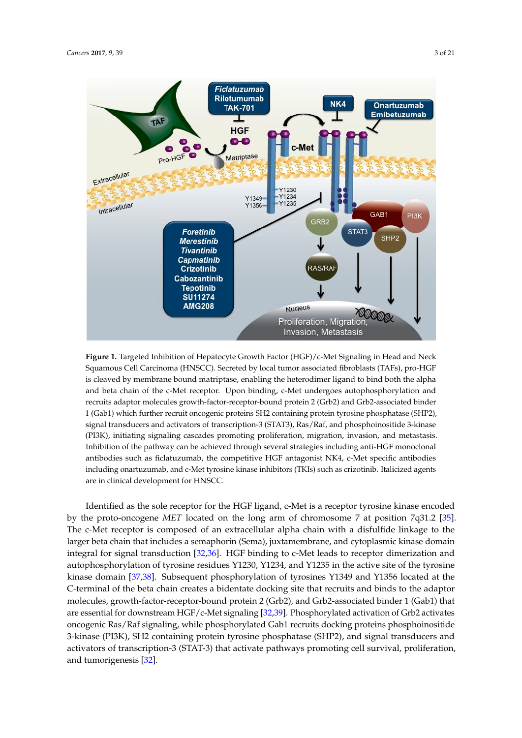**Figure 1.** Targeted Inhibition of Hepatocyte Growth Factor (HGF)/c-Met Signaling in Head and Neck Squamous Cell Carcinoma (HNSCC). Secreted by local tumor associated fibroblasts (TAFs), pro-HGF is cleaved by membrane bound matriptase, enabling the heterodimer ligand to bind both the alpha and beta chain of the c-Met receptor. Upon binding, c-Met undergoes autophosphorylation and recruits adaptor molecules growth-factor-receptor-bound protein 2 (Grb2) and Grb2-associated binder 1 (Gab1) which further recruit oncogenic proteins SH2 containing protein tyrosine phosphatase (SHP2), signal transducers and activators of transcription-3 (STAT3), Ras/Raf, and phosphoinositide 3-kinase (PI3K), initiating signaling cascades promoting proliferation, migration, invasion, and metastasis. Inhibition of the pathway can be achieved through several strategies including anti-HGF monoclonal antibodies such as ficlatuzumab, the competitive HGF antagonist NK4, c-Met specific antibodies including onartuzumab, and c-Met tyrosine kinase inhibitors (TKIs) such as crizotinib. Italicized agents are in clinical development for HNSCC.

Identified as the sole receptor for the HGF ligand, c-Met is a receptor tyrosine kinase encoded by the proto-oncogene *MET* located on the long arm of chromosome 7 at position 7q31.2 [35]. The c-Met receptor is composed of an extracellular alpha chain with a disulfide linkage to the larger beta chain that includes a semaphorin (Sema), juxtamembrane, and cytoplasmic kinase domain integral for signal transduction [32,36]. HGF binding to c-Met leads to receptor dimerization and autophosphorylation of tyrosine residues Y1230, Y1234, and Y1235 in the active site of the tyrosine kinase domain [37,38]. Subsequent phosphorylation of tyrosines Y1349 and Y1356 located at the C-terminal of the beta chain creates a bidentate docking site that recruits and binds to the adaptor molecules, growth-factor-receptor-bound protein 2 (Grb2), and Grb2-associated binder 1 (Gab1) that are essential for downstream HGF/c-Met signaling [32,39]. Phosphorylated activation of Grb2 activates oncogenic Ras/Raf signaling, while phosphorylated Gab1 recruits docking proteins phosphoinositide 3-kinase (PI3K), SH2 containing protein tyrosine phosphatase (SHP2), and signal transducers and activators of transcription-3 (STAT-3) that activate pathways promoting cell survival, proliferation, and tumorigenesis [32].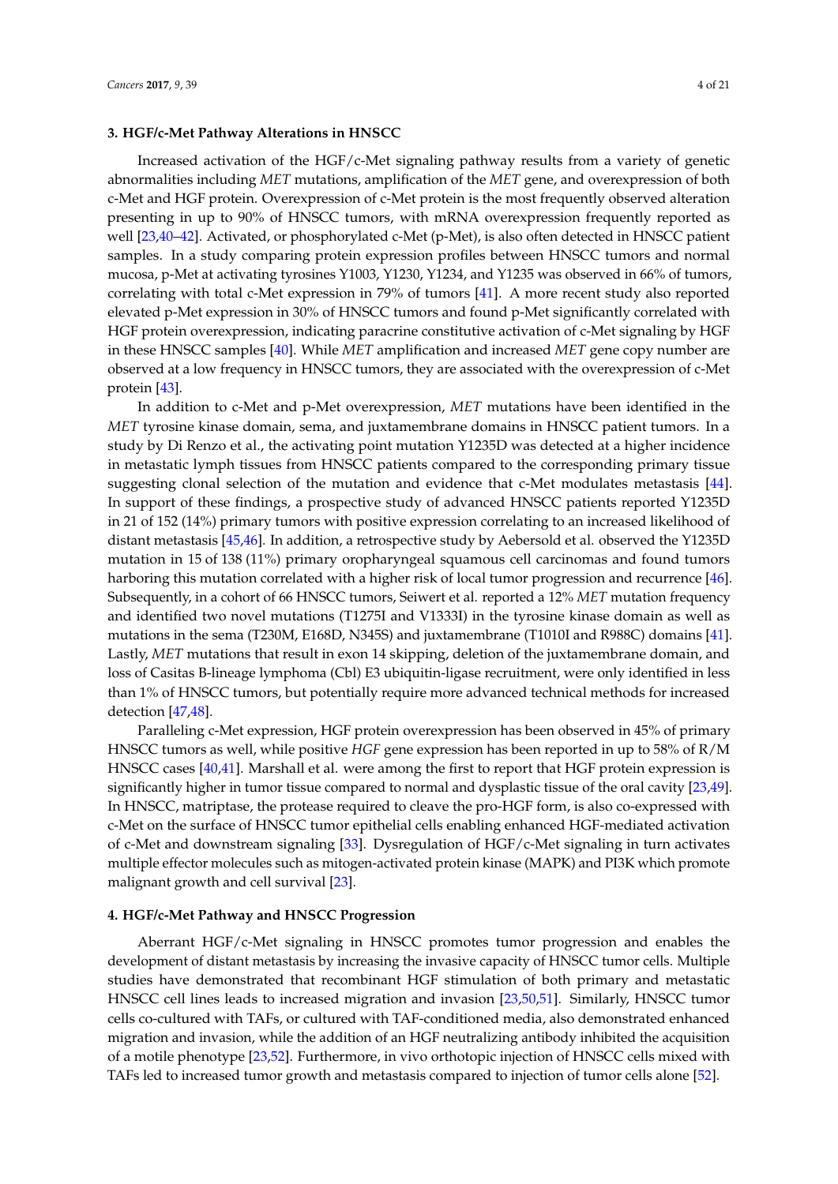## 3. HGF/c-Met Pathway Alterations in HNSCC

Increased activation of the HGF/c-Met signaling pathway results from a variety of genetic abnormalities including *MET* mutations, amplification of the *MET* gene, and overexpression of both c-Met and HGF protein. Overexpression of c-Met protein is the most frequently observed alteration presenting in up to 90% of HNSCC tumors, with mRNA overexpression frequently reported as well [23,40–42]. Activated, or phosphorylated c-Met (p-Met), is also often detected in HNSCC patient samples. In a study comparing protein expression profiles between HNSCC tumors and normal mucosa, p-Met at activating tyrosines Y1003, Y1230, Y1234, and Y1235 was observed in 66% of tumors, correlating with total c-Met expression in 79% of tumors [41]. A more recent study also reported elevated p-Met expression in 30% of HNSCC tumors and found p-Met significantly correlated with HGF protein overexpression, indicating paracrine constitutive activation of c-Met signaling by HGF in these HNSCC samples [40]. While *MET* amplification and increased *MET* gene copy number are observed at a low frequency in HNSCC tumors, they are associated with the overexpression of c-Met protein [43].

In addition to c-Met and p-Met overexpression, *MET* mutations have been identified in the *MET* tyrosine kinase domain, sema, and juxtamembrane domains in HNSCC patient tumors. In a study by Di Renzo et al., the activating point mutation Y1235D was detected at a higher incidence in metastatic lymph tissues from HNSCC patients compared to the corresponding primary tissue suggesting clonal selection of the mutation and evidence that c-Met modulates metastasis [44]. In support of these findings, a prospective study of advanced HNSCC patients reported Y1235D in 21 of 152 (14%) primary tumors with positive expression correlating to an increased likelihood of distant metastasis [45,46]. In addition, a retrospective study by Aebersold et al. observed the Y1235D mutation in 15 of 138 (11%) primary oropharyngeal squamous cell carcinomas and found tumors harboring this mutation correlated with a higher risk of local tumor progression and recurrence [46]. Subsequently, in a cohort of 66 HNSCC tumors, Seiwert et al. reported a 12% *MET* mutation frequency and identified two novel mutations (T1275I and V1333I) in the tyrosine kinase domain as well as mutations in the sema (T230M, E168D, N345S) and juxtamembrane (T1010I and R988C) domains [41]. Lastly, *MET* mutations that result in exon 14 skipping, deletion of the juxtamembrane domain, and loss of Casitas B-lineage lymphoma (Cbl) E3 ubiquitin-ligase recruitment, were only identified in less than 1% of HNSCC tumors, but potentially require more advanced technical methods for increased detection [47,48].

Paralleling c-Met expression, HGF protein overexpression has been observed in 45% of primary HNSCC tumors as well, while positive *HGF* gene expression has been reported in up to 58% of R/M HNSCC cases [40,41]. Marshall et al. were among the first to report that HGF protein expression is significantly higher in tumor tissue compared to normal and dysplastic tissue of the oral cavity [23,49]. In HNSCC, matriptase, the protease required to cleave the pro-HGF form, is also co-expressed with c-Met on the surface of HNSCC tumor epithelial cells enabling enhanced HGF-mediated activation of c-Met and downstream signaling [33]. Dysregulation of HGF/c-Met signaling in turn activates multiple effector molecules such as mitogen-activated protein kinase (MAPK) and PI3K which promote malignant growth and cell survival [23].

## 4. HGF/c-Met Pathway and HNSCC Progression

Aberrant HGF/c-Met signaling in HNSCC promotes tumor progression and enables the development of distant metastasis by increasing the invasive capacity of HNSCC tumor cells. Multiple studies have demonstrated that recombinant HGF stimulation of both primary and metastatic HNSCC cell lines leads to increased migration and invasion [23,50,51]. Similarly, HNSCC tumor cells co-cultured with TAFs, or cultured with TAF-conditioned media, also demonstrated enhanced migration and invasion, while the addition of an HGF neutralizing antibody inhibited the acquisition of a motile phenotype [23,52]. Furthermore, in vivo orthotopic injection of HNSCC cells mixed with TAFs led to increased tumor growth and metastasis compared to injection of tumor cells alone [52].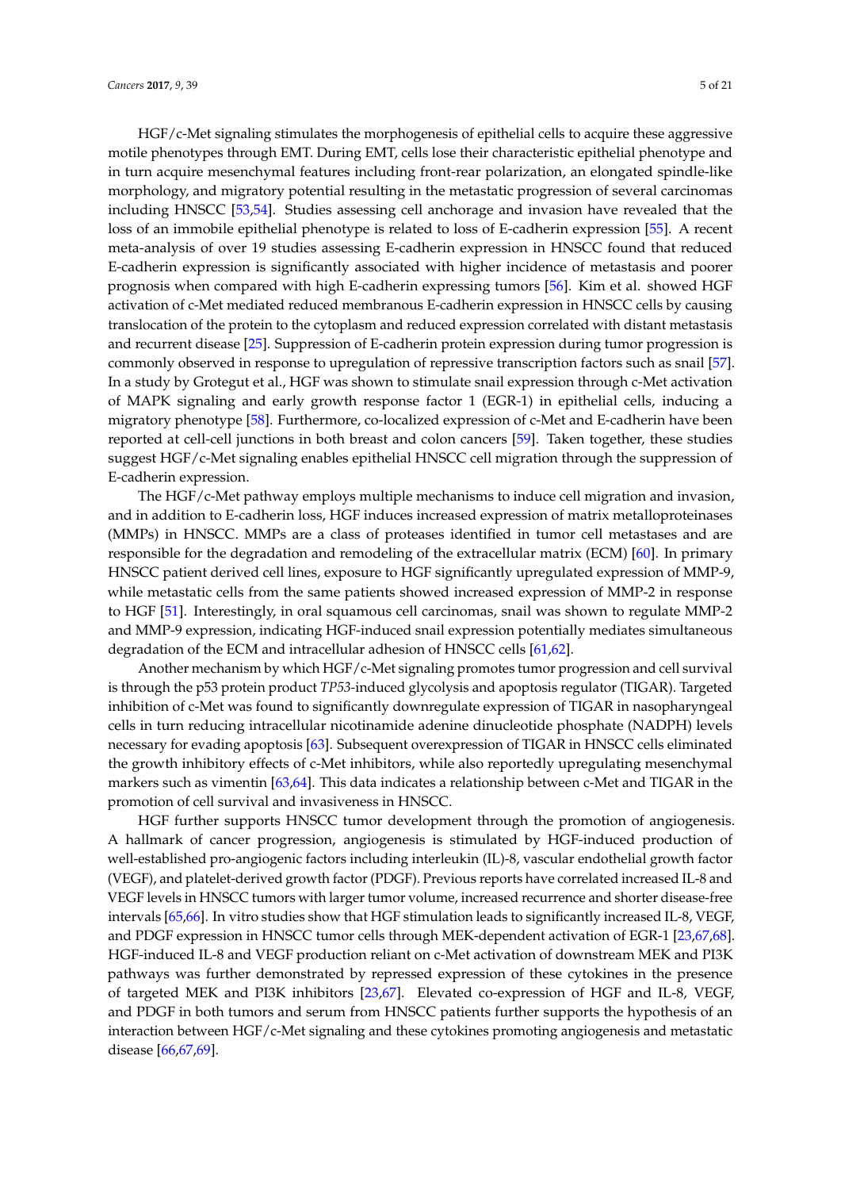HGF/c-Met signaling stimulates the morphogenesis of epithelial cells to acquire these aggressive motile phenotypes through EMT. During EMT, cells lose their characteristic epithelial phenotype and in turn acquire mesenchymal features including front-rear polarization, an elongated spindle-like morphology, and migratory potential resulting in the metastatic progression of several carcinomas including HNSCC [53,54]. Studies assessing cell anchorage and invasion have revealed that the loss of an immobile epithelial phenotype is related to loss of E-cadherin expression [55]. A recent meta-analysis of over 19 studies assessing E-cadherin expression in HNSCC found that reduced E-cadherin expression is significantly associated with higher incidence of metastasis and poorer prognosis when compared with high E-cadherin expressing tumors [56]. Kim et al. showed HGF activation of c-Met mediated reduced membranous E-cadherin expression in HNSCC cells by causing translocation of the protein to the cytoplasm and reduced expression correlated with distant metastasis and recurrent disease [25]. Suppression of E-cadherin protein expression during tumor progression is commonly observed in response to upregulation of repressive transcription factors such as snail [57]. In a study by Grotegut et al., HGF was shown to stimulate snail expression through c-Met activation of MAPK signaling and early growth response factor 1 (EGR-1) in epithelial cells, inducing a migratory phenotype [58]. Furthermore, co-localized expression of c-Met and E-cadherin have been reported at cell-cell junctions in both breast and colon cancers [59]. Taken together, these studies suggest HGF/c-Met signaling enables epithelial HNSCC cell migration through the suppression of E-cadherin expression.

The HGF/c-Met pathway employs multiple mechanisms to induce cell migration and invasion, and in addition to E-cadherin loss, HGF induces increased expression of matrix metalloproteinases (MMPs) in HNSCC. MMPs are a class of proteases identified in tumor cell metastases and are responsible for the degradation and remodeling of the extracellular matrix (ECM) [60]. In primary HNSCC patient derived cell lines, exposure to HGF significantly upregulated expression of MMP-9, while metastatic cells from the same patients showed increased expression of MMP-2 in response to HGF [51]. Interestingly, in oral squamous cell carcinomas, snail was shown to regulate MMP-2 and MMP-9 expression, indicating HGF-induced snail expression potentially mediates simultaneous degradation of the ECM and intracellular adhesion of HNSCC cells [61,62].

Another mechanism by which HGF/c-Met signaling promotes tumor progression and cell survival is through the p53 protein product *TP53*-induced glycolysis and apoptosis regulator (TIGAR). Targeted inhibition of c-Met was found to significantly downregulate expression of TIGAR in nasopharyngeal cells in turn reducing intracellular nicotinamide adenine dinucleotide phosphate (NADPH) levels necessary for evading apoptosis [63]. Subsequent overexpression of TIGAR in HNSCC cells eliminated the growth inhibitory effects of c-Met inhibitors, while also reportedly upregulating mesenchymal markers such as vimentin [63,64]. This data indicates a relationship between c-Met and TIGAR in the promotion of cell survival and invasiveness in HNSCC.

HGF further supports HNSCC tumor development through the promotion of angiogenesis. A hallmark of cancer progression, angiogenesis is stimulated by HGF-induced production of well-established pro-angiogenic factors including interleukin (IL)-8, vascular endothelial growth factor (VEGF), and platelet-derived growth factor (PDGF). Previous reports have correlated increased IL-8 and VEGF levels in HNSCC tumors with larger tumor volume, increased recurrence and shorter disease-free intervals [65,66]. In vitro studies show that HGF stimulation leads to significantly increased IL-8, VEGF, and PDGF expression in HNSCC tumor cells through MEK-dependent activation of EGR-1 [23,67,68]. HGF-induced IL-8 and VEGF production reliant on c-Met activation of downstream MEK and PI3K pathways was further demonstrated by repressed expression of these cytokines in the presence of targeted MEK and PI3K inhibitors [23,67]. Elevated co-expression of HGF and IL-8, VEGF, and PDGF in both tumors and serum from HNSCC patients further supports the hypothesis of an interaction between HGF/c-Met signaling and these cytokines promoting angiogenesis and metastatic disease [66,67,69].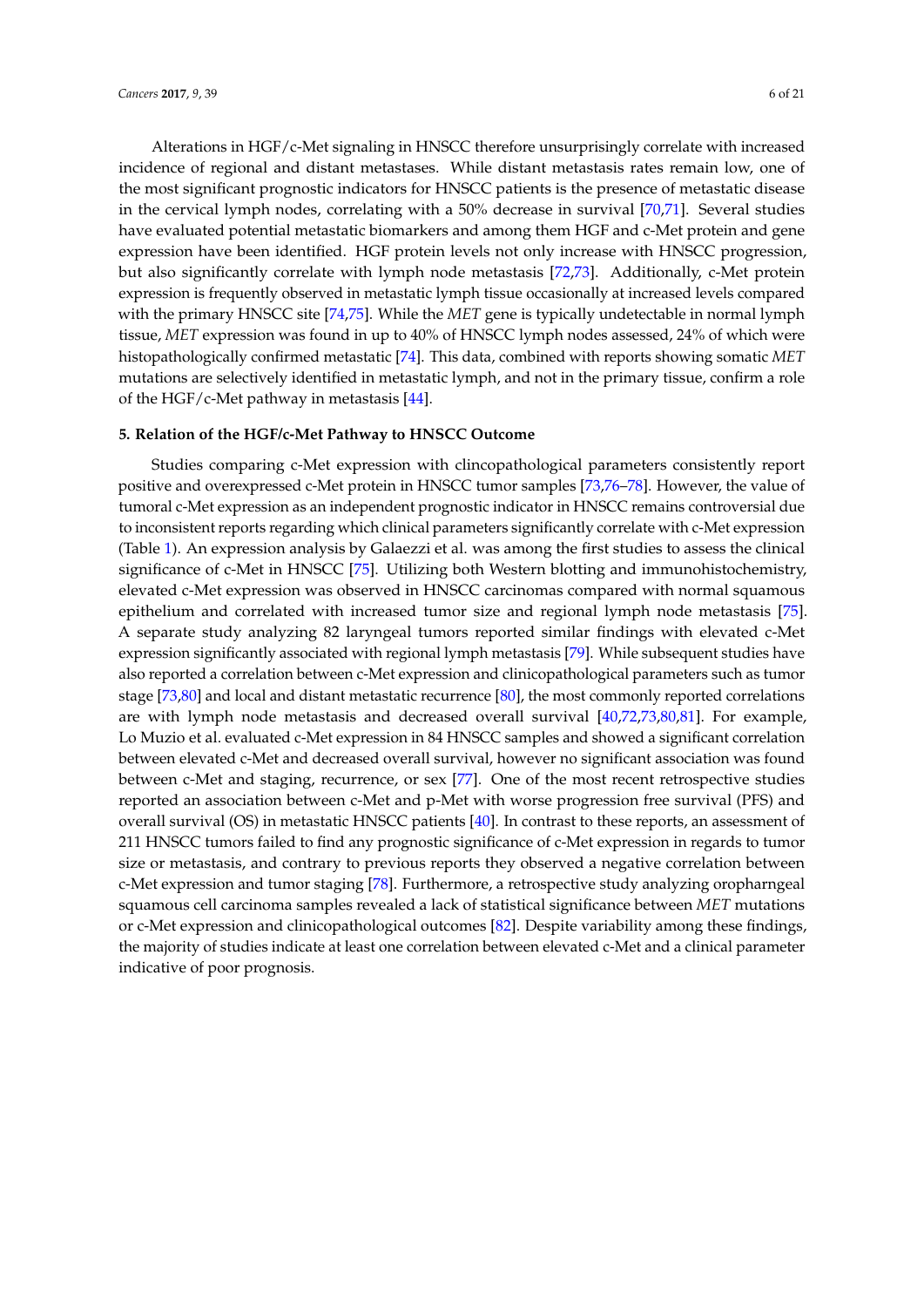Alterations in HGF/c-Met signaling in HNSCC therefore unsurprisingly correlate with increased incidence of regional and distant metastases. While distant metastasis rates remain low, one of the most significant prognostic indicators for HNSCC patients is the presence of metastatic disease in the cervical lymph nodes, correlating with a 50% decrease in survival [70,71]. Several studies have evaluated potential metastatic biomarkers and among them HGF and c-Met protein and gene expression have been identified. HGF protein levels not only increase with HNSCC progression, but also significantly correlate with lymph node metastasis [72,73]. Additionally, c-Met protein expression is frequently observed in metastatic lymph tissue occasionally at increased levels compared with the primary HNSCC site [74,75]. While the *MET* gene is typically undetectable in normal lymph tissue, *MET* expression was found in up to 40% of HNSCC lymph nodes assessed, 24% of which were histopathologically confirmed metastatic [74]. This data, combined with reports showing somatic *MET* mutations are selectively identified in metastatic lymph, and not in the primary tissue, confirm a role of the HGF/c-Met pathway in metastasis [44].

#### 5. Relation of the HGF/c-Met Pathway to HNSCC Outcome

Studies comparing c-Met expression with clincopathological parameters consistently report positive and overexpressed c-Met protein in HNSCC tumor samples [73,76–78]. However, the value of tumoral c-Met expression as an independent prognostic indicator in HNSCC remains controversial due to inconsistent reports regarding which clinical parameters significantly correlate with c-Met expression (Table 1). An expression analysis by Galaezzi et al. was among the first studies to assess the clinical significance of c-Met in HNSCC [75]. Utilizing both Western blotting and immunohistochemistry, elevated c-Met expression was observed in HNSCC carcinomas compared with normal squamous epithelium and correlated with increased tumor size and regional lymph node metastasis [75]. A separate study analyzing 82 laryngeal tumors reported similar findings with elevated c-Met expression significantly associated with regional lymph metastasis [79]. While subsequent studies have also reported a correlation between c-Met expression and clinicopathological parameters such as tumor stage [73,80] and local and distant metastatic recurrence [80], the most commonly reported correlations are with lymph node metastasis and decreased overall survival [40,72,73,80,81]. For example, Lo Muzio et al. evaluated c-Met expression in 84 HNSCC samples and showed a significant correlation between elevated c-Met and decreased overall survival, however no significant association was found between c-Met and staging, recurrence, or sex [77]. One of the most recent retrospective studies reported an association between c-Met and p-Met with worse progression free survival (PFS) and overall survival (OS) in metastatic HNSCC patients [40]. In contrast to these reports, an assessment of 211 HNSCC tumors failed to find any prognostic significance of c-Met expression in regards to tumor size or metastasis, and contrary to previous reports they observed a negative correlation between c-Met expression and tumor staging [78]. Furthermore, a retrospective study analyzing oropharngeal squamous cell carcinoma samples revealed a lack of statistical significance between *MET* mutations or c-Met expression and clinicopathological outcomes [82]. Despite variability among these findings, the majority of studies indicate at least one correlation between elevated c-Met and a clinical parameter indicative of poor prognosis.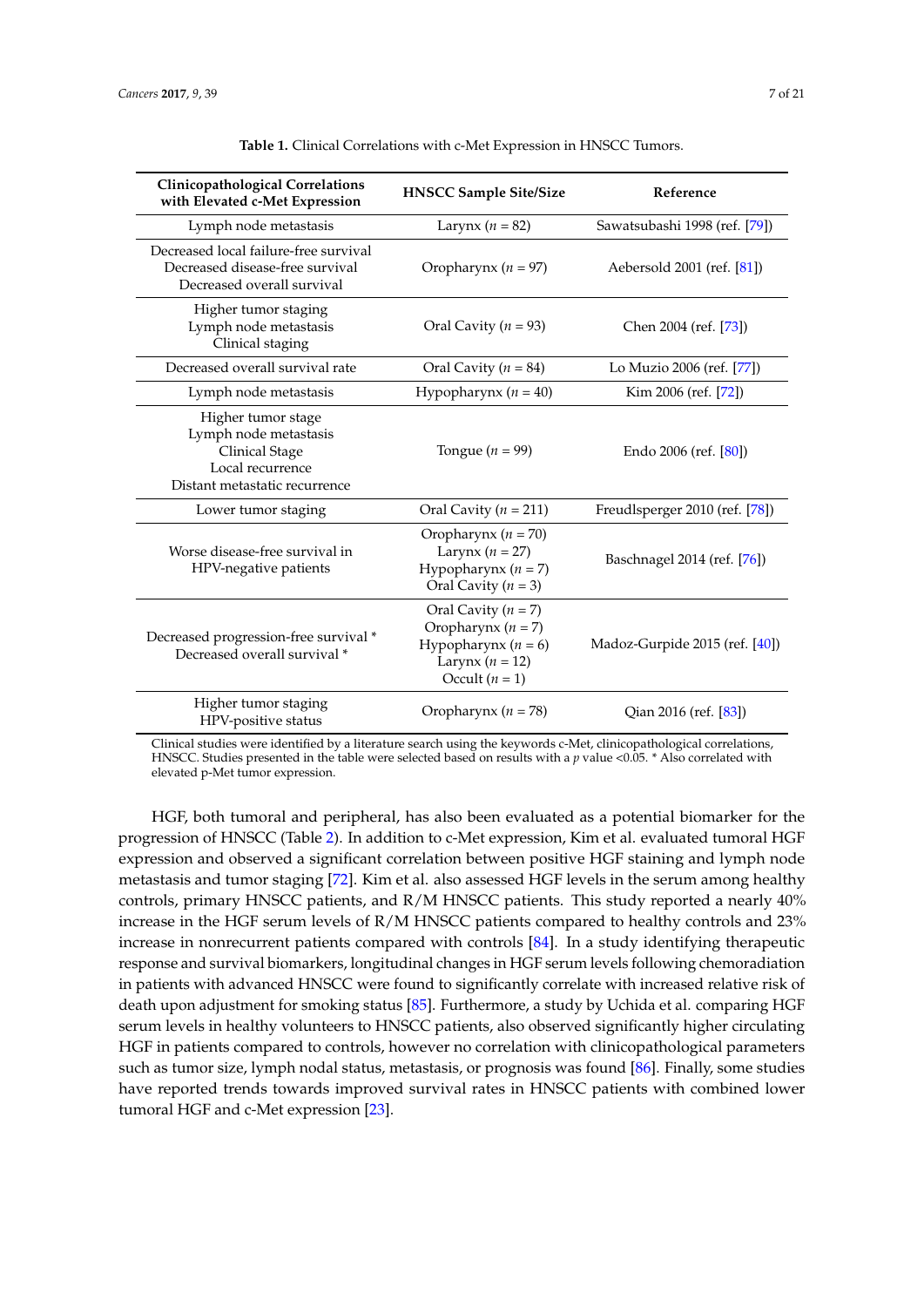**Table 1.** Clinical Correlations with c-Met Expression in HNSCC Tumors.

| Clinicopathological Correlations with Elevated c-Met Expression | HNSCC Sample Site/Size | Reference |
| --- | --- | --- |
| Lymph node metastasis | Larynx ($n$ = 82) | Sawatsubashi 1998 (ref. [79]) |
| Decreased local failure-free survival<br>Decreased disease-free survival<br>Decreased overall survival | Oropharynx ($n$ = 97) | Aebersold 2001 (ref. [81]) |
| Higher tumor staging<br>Lymph node metastasis<br>Clinical staging | Oral Cavity ($n$ = 93) | Chen 2004 (ref. [73]) |
| Decreased overall survival rate | Oral Cavity ($n$ = 84) | Lo Muzio 2006 (ref. [77]) |
| Lymph node metastasis | Hypopharynx ($n$ = 40) | Kim 2006 (ref. [72]) |
| Higher tumor stage<br>Lymph node metastasis<br>Clinical Stage<br>Local recurrence<br>Distant metastatic recurrence | Tongue ($n$ = 99) | Endo 2006 (ref. [80]) |
| Lower tumor staging | Oral Cavity ($n$ = 211) | Freudlsperger 2010 (ref. [78]) |
| Worse disease-free survival in HPV-negative patients | Oropharynx ($n$ = 70)<br>Larynx ($n$ = 27)<br>Hypopharynx ($n$ = 7)<br>Oral Cavity ($n$ = 3) | Baschnagel 2014 (ref. [76]) |
| Decreased progression-free survival *<br>Decreased overall survival * | Oral Cavity ($n$ = 7)<br>Oropharynx ($n$ = 7)<br>Hypopharynx ($n$ = 6)<br>Larynx ($n$ = 12)<br>Occult ($n$ = 1) | Madoz-Gurpide 2015 (ref. [40]) |
| Higher tumor staging<br>HPV-positive status | Oropharynx ($n$ = 78) | Qian 2016 (ref. [83]) |

Clinical studies were identified by a literature search using the keywords c-Met, clinicopathological correlations, HNSCC. Studies presented in the table were selected based on results with a $p$ value <0.05. * Also correlated with elevated p-Met tumor expression.

HGF, both tumoral and peripheral, has also been evaluated as a potential biomarker for the progression of HNSCC (Table 2). In addition to c-Met expression, Kim et al. evaluated tumoral HGF expression and observed a significant correlation between positive HGF staining and lymph node metastasis and tumor staging [72]. Kim et al. also assessed HGF levels in the serum among healthy controls, primary HNSCC patients, and R/M HNSCC patients. This study reported a nearly 40% increase in the HGF serum levels of R/M HNSCC patients compared to healthy controls and 23% increase in nonrecurrent patients compared with controls [84]. In a study identifying therapeutic response and survival biomarkers, longitudinal changes in HGF serum levels following chemoradiation in patients with advanced HNSCC were found to significantly correlate with increased relative risk of death upon adjustment for smoking status [85]. Furthermore, a study by Uchida et al. comparing HGF serum levels in healthy volunteers to HNSCC patients, also observed significantly higher circulating HGF in patients compared to controls, however no correlation with clinicopathological parameters such as tumor size, lymph nodal status, metastasis, or prognosis was found [86]. Finally, some studies have reported trends towards improved survival rates in HNSCC patients with combined lower tumoral HGF and c-Met expression [23].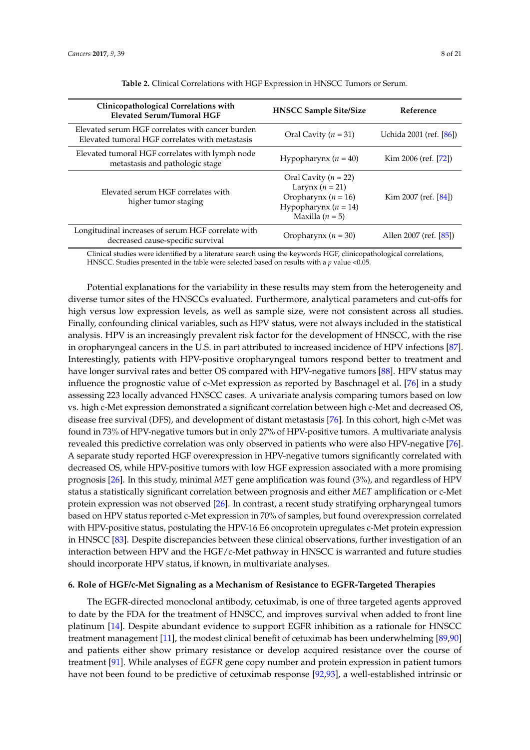**Table 2.** Clinical Correlations with HGF Expression in HNSCC Tumors or Serum.

| Clinicopathological Correlations with Elevated Serum/Tumoral HGF | HNSCC Sample Site/Size | Reference |
|---|---|---|
| Elevated serum HGF correlates with cancer burden<br>Elevated tumoral HGF correlates with metastasis | Oral Cavity (*n* = 31) | Uchida 2001 (ref. [86]) |
| Elevated tumoral HGF correlates with lymph node metastasis and pathologic stage | Hypopharynx (*n* = 40) | Kim 2006 (ref. [72]) |
| Elevated serum HGF correlates with higher tumor staging | Oral Cavity (*n* = 22)<br>Larynx (*n* = 21)<br>Oropharynx (*n* = 16)<br>Hypopharynx (*n* = 14)<br>Maxilla (*n* = 5) | Kim 2007 (ref. [84]) |
| Longitudinal increases of serum HGF correlate with decreased cause-specific survival | Oropharynx (*n* = 30) | Allen 2007 (ref. [85]) |

Clinical studies were identified by a literature search using the keywords HGF, clinicopathological correlations, HNSCC. Studies presented in the table were selected based on results with a $p$ value $<0.05$.

Potential explanations for the variability in these results may stem from the heterogeneity and diverse tumor sites of the HNSCCs evaluated. Furthermore, analytical parameters and cut-offs for high versus low expression levels, as well as sample size, were not consistent across all studies. Finally, confounding clinical variables, such as HPV status, were not always included in the statistical analysis. HPV is an increasingly prevalent risk factor for the development of HNSCC, with the rise in oropharyngeal cancers in the U.S. in part attributed to increased incidence of HPV infections [87]. Interestingly, patients with HPV-positive oropharyngeal tumors respond better to treatment and have longer survival rates and better OS compared with HPV-negative tumors [88]. HPV status may influence the prognostic value of c-Met expression as reported by Baschnagel et al. [76] in a study assessing 223 locally advanced HNSCC cases. A univariate analysis comparing tumors based on low vs. high c-Met expression demonstrated a significant correlation between high c-Met and decreased OS, disease free survival (DFS), and development of distant metastasis [76]. In this cohort, high c-Met was found in 73% of HPV-negative tumors but in only 27% of HPV-positive tumors. A multivariate analysis revealed this predictive correlation was only observed in patients who were also HPV-negative [76]. A separate study reported HGF overexpression in HPV-negative tumors significantly correlated with decreased OS, while HPV-positive tumors with low HGF expression associated with a more promising prognosis [26]. In this study, minimal *MET* gene amplification was found (3%), and regardless of HPV status a statistically significant correlation between prognosis and either *MET* amplification or c-Met protein expression was not observed [26]. In contrast, a recent study stratifying orpharyngeal tumors based on HPV status reported c-Met expression in 70% of samples, but found overexpression correlated with HPV-positive status, postulating the HPV-16 E6 oncoprotein upregulates c-Met protein expression in HNSCC [83]. Despite discrepancies between these clinical observations, further investigation of an interaction between HPV and the HGF/c-Met pathway in HNSCC is warranted and future studies should incorporate HPV status, if known, in multivariate analyses.

## 6. Role of HGF/c-Met Signaling as a Mechanism of Resistance to EGFR-Targeted Therapies

The EGFR-directed monoclonal antibody, cetuximab, is one of three targeted agents approved to date by the FDA for the treatment of HNSCC, and improves survival when added to front line platinum [14]. Despite abundant evidence to support EGFR inhibition as a rationale for HNSCC treatment management [11], the modest clinical benefit of cetuximab has been underwhelming [89,90] and patients either show primary resistance or develop acquired resistance over the course of treatment [91]. While analyses of *EGFR* gene copy number and protein expression in patient tumors have not been found to be predictive of cetuximab response [92,93], a well-established intrinsic or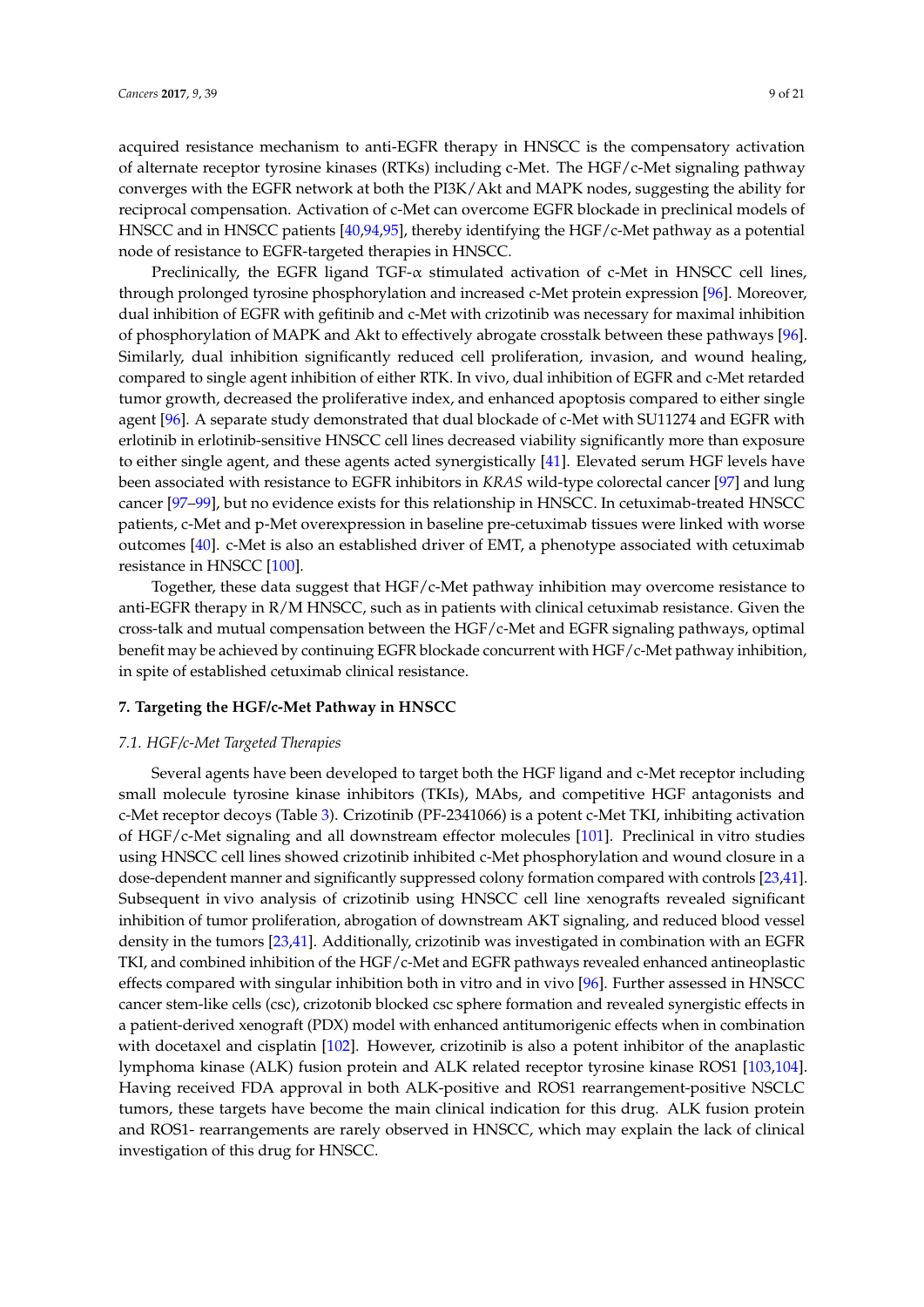acquired resistance mechanism to anti-EGFR therapy in HNSCC is the compensatory activation of alternate receptor tyrosine kinases (RTKs) including c-Met. The HGF/c-Met signaling pathway converges with the EGFR network at both the PI3K/Akt and MAPK nodes, suggesting the ability for reciprocal compensation. Activation of c-Met can overcome EGFR blockade in preclinical models of HNSCC and in HNSCC patients [40,94,95], thereby identifying the HGF/c-Met pathway as a potential node of resistance to EGFR-targeted therapies in HNSCC.

Preclinically, the EGFR ligand TGF-α stimulated activation of c-Met in HNSCC cell lines, through prolonged tyrosine phosphorylation and increased c-Met protein expression [96]. Moreover, dual inhibition of EGFR with gefitinib and c-Met with crizotinib was necessary for maximal inhibition of phosphorylation of MAPK and Akt to effectively abrogate crosstalk between these pathways [96]. Similarly, dual inhibition significantly reduced cell proliferation, invasion, and wound healing, compared to single agent inhibition of either RTK. In vivo, dual inhibition of EGFR and c-Met retarded tumor growth, decreased the proliferative index, and enhanced apoptosis compared to either single agent [96]. A separate study demonstrated that dual blockade of c-Met with SU11274 and EGFR with erlotinib in erlotinib-sensitive HNSCC cell lines decreased viability significantly more than exposure to either single agent, and these agents acted synergistically [41]. Elevated serum HGF levels have been associated with resistance to EGFR inhibitors in *KRAS* wild-type colorectal cancer [97] and lung cancer [97–99], but no evidence exists for this relationship in HNSCC. In cetuximab-treated HNSCC patients, c-Met and p-Met overexpression in baseline pre-cetuximab tissues were linked with worse outcomes [40]. c-Met is also an established driver of EMT, a phenotype associated with cetuximab resistance in HNSCC [100].

Together, these data suggest that HGF/c-Met pathway inhibition may overcome resistance to anti-EGFR therapy in R/M HNSCC, such as in patients with clinical cetuximab resistance. Given the cross-talk and mutual compensation between the HGF/c-Met and EGFR signaling pathways, optimal benefit may be achieved by continuing EGFR blockade concurrent with HGF/c-Met pathway inhibition, in spite of established cetuximab clinical resistance.

## 7. Targeting the HGF/c-Met Pathway in HNSCC

### *7.1. HGF/c-Met Targeted Therapies*

Several agents have been developed to target both the HGF ligand and c-Met receptor including small molecule tyrosine kinase inhibitors (TKIs), MAbs, and competitive HGF antagonists and c-Met receptor decoys (Table 3). Crizotinib (PF-2341066) is a potent c-Met TKI, inhibiting activation of HGF/c-Met signaling and all downstream effector molecules [101]. Preclinical in vitro studies using HNSCC cell lines showed crizotinib inhibited c-Met phosphorylation and wound closure in a dose-dependent manner and significantly suppressed colony formation compared with controls [23,41]. Subsequent in vivo analysis of crizotinib using HNSCC cell line xenografts revealed significant inhibition of tumor proliferation, abrogation of downstream AKT signaling, and reduced blood vessel density in the tumors [23,41]. Additionally, crizotinib was investigated in combination with an EGFR TKI, and combined inhibition of the HGF/c-Met and EGFR pathways revealed enhanced antineoplastic effects compared with singular inhibition both in vitro and in vivo [96]. Further assessed in HNSCC cancer stem-like cells (csc), crizotonib blocked csc sphere formation and revealed synergistic effects in a patient-derived xenograft (PDX) model with enhanced antitumorigenic effects when in combination with docetaxel and cisplatin [102]. However, crizotinib is also a potent inhibitor of the anaplastic lymphoma kinase (ALK) fusion protein and ALK related receptor tyrosine kinase ROS1 [103,104]. Having received FDA approval in both ALK-positive and ROS1 rearrangement-positive NSCLC tumors, these targets have become the main clinical indication for this drug. ALK fusion protein and ROS1- rearrangements are rarely observed in HNSCC, which may explain the lack of clinical investigation of this drug for HNSCC.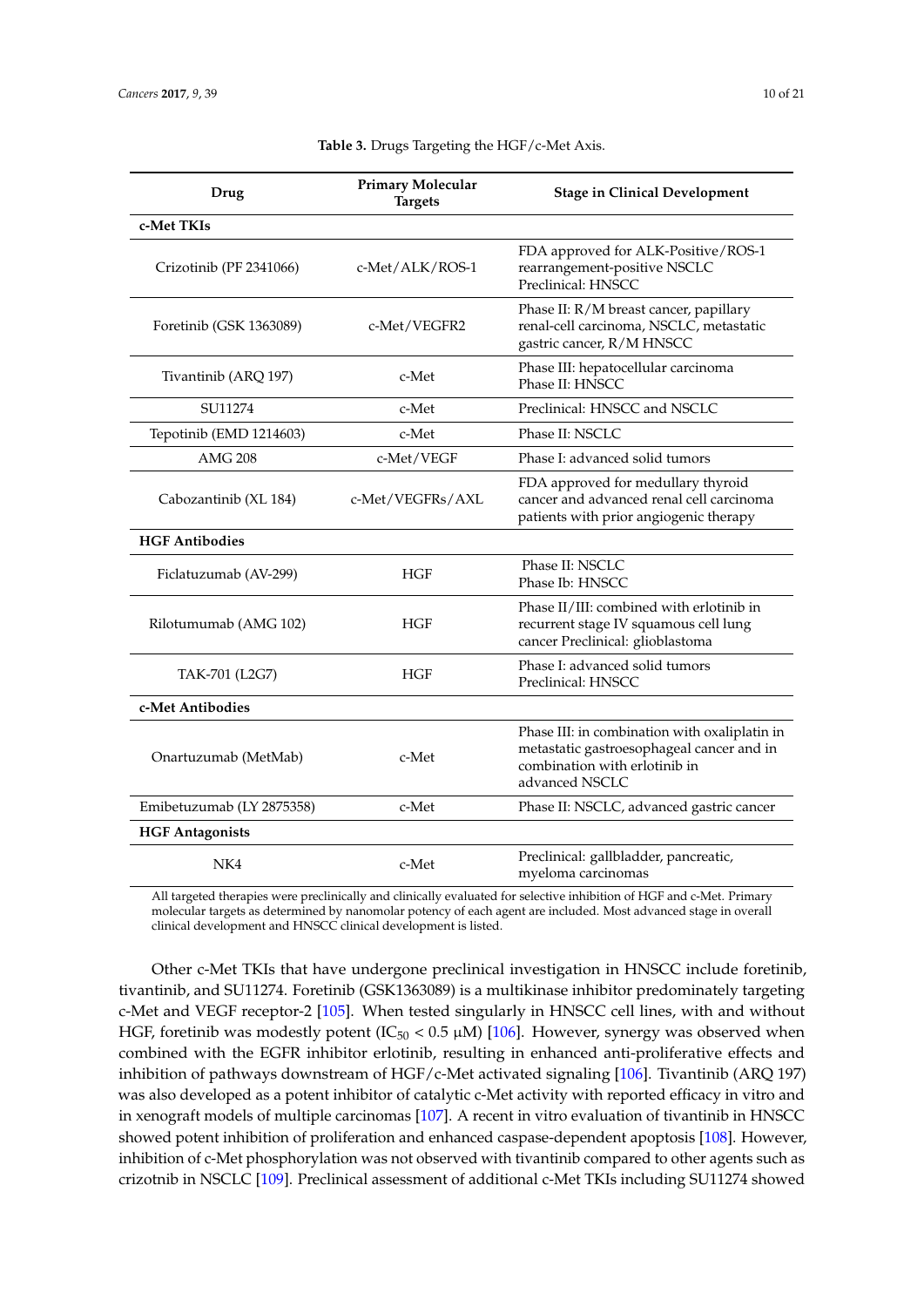**Table 3.** Drugs Targeting the HGF/c-Met Axis.

| Drug | Primary Molecular Targets | Stage in Clinical Development |
| --- | --- | --- |
| **c-Met TKIs** | | |
| Crizotinib (PF 2341066) | c-Met/ALK/ROS-1 | FDA approved for ALK-Positive/ROS-1 rearrangement-positive NSCLC Preclinical: HNSCC |
| Foretinib (GSK 1363089) | c-Met/VEGFR2 | Phase II: R/M breast cancer, papillary renal-cell carcinoma, NSCLC, metastatic gastric cancer, R/M HNSCC |
| Tivantinib (ARQ 197) | c-Met | Phase III: hepatocellular carcinoma Phase II: HNSCC |
| SU11274 | c-Met | Preclinical: HNSCC and NSCLC |
| Tepotinib (EMD 1214603) | c-Met | Phase II: NSCLC |
| AMG 208 | c-Met/VEGF | Phase I: advanced solid tumors |
| Cabozantinib (XL 184) | c-Met/VEGFRs/AXL | FDA approved for medullary thyroid cancer and advanced renal cell carcinoma patients with prior angiogenic therapy |
| **HGF Antibodies** | | |
| Ficlatuzumab (AV-299) | HGF | Phase II: NSCLC Phase Ib: HNSCC |
| Rilotumumab (AMG 102) | HGF | Phase II/III: combined with erlotinib in recurrent stage IV squamous cell lung cancer Preclinical: glioblastoma |
| TAK-701 (L2G7) | HGF | Phase I: advanced solid tumors Preclinical: HNSCC |
| **c-Met Antibodies** | | |
| Onartuzumab (MetMab) | c-Met | Phase III: in combination with oxaliplatin in metastatic gastroesophageal cancer and in combination with erlotinib in advanced NSCLC |
| Emibetuzumab (LY 2875358) | c-Met | Phase II: NSCLC, advanced gastric cancer |
| **HGF Antagonists** | | |
| NK4 | c-Met | Preclinical: gallbladder, pancreatic, myeloma carcinomas |

All targeted therapies were preclinically and clinically evaluated for selective inhibition of HGF and c-Met. Primary molecular targets as determined by nanomolar potency of each agent are included. Most advanced stage in overall clinical development and HNSCC clinical development is listed.

Other c-Met TKIs that have undergone preclinical investigation in HNSCC include foretinib, tivantinib, and SU11274. Foretinib (GSK1363089) is a multikinase inhibitor predominately targeting c-Met and VEGF receptor-2 [105]. When tested singularly in HNSCC cell lines, with and without HGF, foretinib was modestly potent ($IC_{50} < 0.5$ μM) [106]. However, synergy was observed when combined with the EGFR inhibitor erlotinib, resulting in enhanced anti-proliferative effects and inhibition of pathways downstream of HGF/c-Met activated signaling [106]. Tivantinib (ARQ 197) was also developed as a potent inhibitor of catalytic c-Met activity with reported efficacy in vitro and in xenograft models of multiple carcinomas [107]. A recent in vitro evaluation of tivantinib in HNSCC showed potent inhibition of proliferation and enhanced caspase-dependent apoptosis [108]. However, inhibition of c-Met phosphorylation was not observed with tivantinib compared to other agents such as crizotnib in NSCLC [109]. Preclinical assessment of additional c-Met TKIs including SU11274 showed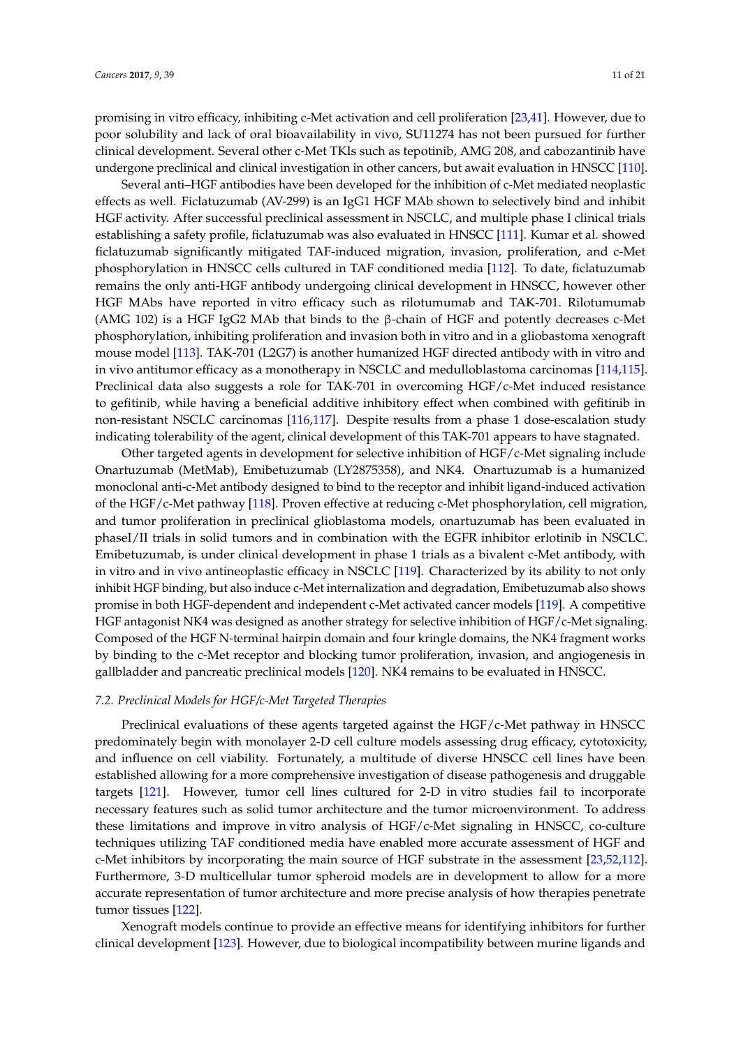promising in vitro efficacy, inhibiting c-Met activation and cell proliferation [23,41]. However, due to poor solubility and lack of oral bioavailability in vivo, SU11274 has not been pursued for further clinical development. Several other c-Met TKIs such as tepotinib, AMG 208, and cabozantinib have undergone preclinical and clinical investigation in other cancers, but await evaluation in HNSCC [110].

Several anti–HGF antibodies have been developed for the inhibition of c-Met mediated neoplastic effects as well. Ficlatuzumab (AV-299) is an IgG1 HGF MAb shown to selectively bind and inhibit HGF activity. After successful preclinical assessment in NSCLC, and multiple phase I clinical trials establishing a safety profile, ficlatuzumab was also evaluated in HNSCC [111]. Kumar et al. showed ficlatuzumab significantly mitigated TAF-induced migration, invasion, proliferation, and c-Met phosphorylation in HNSCC cells cultured in TAF conditioned media [112]. To date, ficlatuzumab remains the only anti-HGF antibody undergoing clinical development in HNSCC, however other HGF MAbs have reported in vitro efficacy such as rilotumumab and TAK-701. Rilotumumab (AMG 102) is a HGF IgG2 MAb that binds to the β-chain of HGF and potently decreases c-Met phosphorylation, inhibiting proliferation and invasion both in vitro and in a gliobastoma xenograft mouse model [113]. TAK-701 (L2G7) is another humanized HGF directed antibody with in vitro and in vivo antitumor efficacy as a monotherapy in NSCLC and medulloblastoma carcinomas [114,115]. Preclinical data also suggests a role for TAK-701 in overcoming HGF/c-Met induced resistance to gefitinib, while having a beneficial additive inhibitory effect when combined with gefitinib in non-resistant NSCLC carcinomas [116,117]. Despite results from a phase 1 dose-escalation study indicating tolerability of the agent, clinical development of this TAK-701 appears to have stagnated.

Other targeted agents in development for selective inhibition of HGF/c-Met signaling include Onartuzumab (MetMab), Emibetuzumab (LY2875358), and NK4. Onartuzumab is a humanized monoclonal anti-c-Met antibody designed to bind to the receptor and inhibit ligand-induced activation of the HGF/c-Met pathway [118]. Proven effective at reducing c-Met phosphorylation, cell migration, and tumor proliferation in preclinical glioblastoma models, onartuzumab has been evaluated in phaseI/II trials in solid tumors and in combination with the EGFR inhibitor erlotinib in NSCLC. Emibetuzumab, is under clinical development in phase 1 trials as a bivalent c-Met antibody, with in vitro and in vivo antineoplastic efficacy in NSCLC [119]. Characterized by its ability to not only inhibit HGF binding, but also induce c-Met internalization and degradation, Emibetuzumab also shows promise in both HGF-dependent and independent c-Met activated cancer models [119]. A competitive HGF antagonist NK4 was designed as another strategy for selective inhibition of HGF/c-Met signaling. Composed of the HGF N-terminal hairpin domain and four kringle domains, the NK4 fragment works by binding to the c-Met receptor and blocking tumor proliferation, invasion, and angiogenesis in gallbladder and pancreatic preclinical models [120]. NK4 remains to be evaluated in HNSCC.

### *7.2. Preclinical Models for HGF/c-Met Targeted Therapies*

Preclinical evaluations of these agents targeted against the HGF/c-Met pathway in HNSCC predominately begin with monolayer 2-D cell culture models assessing drug efficacy, cytotoxicity, and influence on cell viability. Fortunately, a multitude of diverse HNSCC cell lines have been established allowing for a more comprehensive investigation of disease pathogenesis and druggable targets [121]. However, tumor cell lines cultured for 2-D in vitro studies fail to incorporate necessary features such as solid tumor architecture and the tumor microenvironment. To address these limitations and improve in vitro analysis of HGF/c-Met signaling in HNSCC, co-culture techniques utilizing TAF conditioned media have enabled more accurate assessment of HGF and c-Met inhibitors by incorporating the main source of HGF substrate in the assessment [23,52,112]. Furthermore, 3-D multicellular tumor spheroid models are in development to allow for a more accurate representation of tumor architecture and more precise analysis of how therapies penetrate tumor tissues [122].

Xenograft models continue to provide an effective means for identifying inhibitors for further clinical development [123]. However, due to biological incompatibility between murine ligands and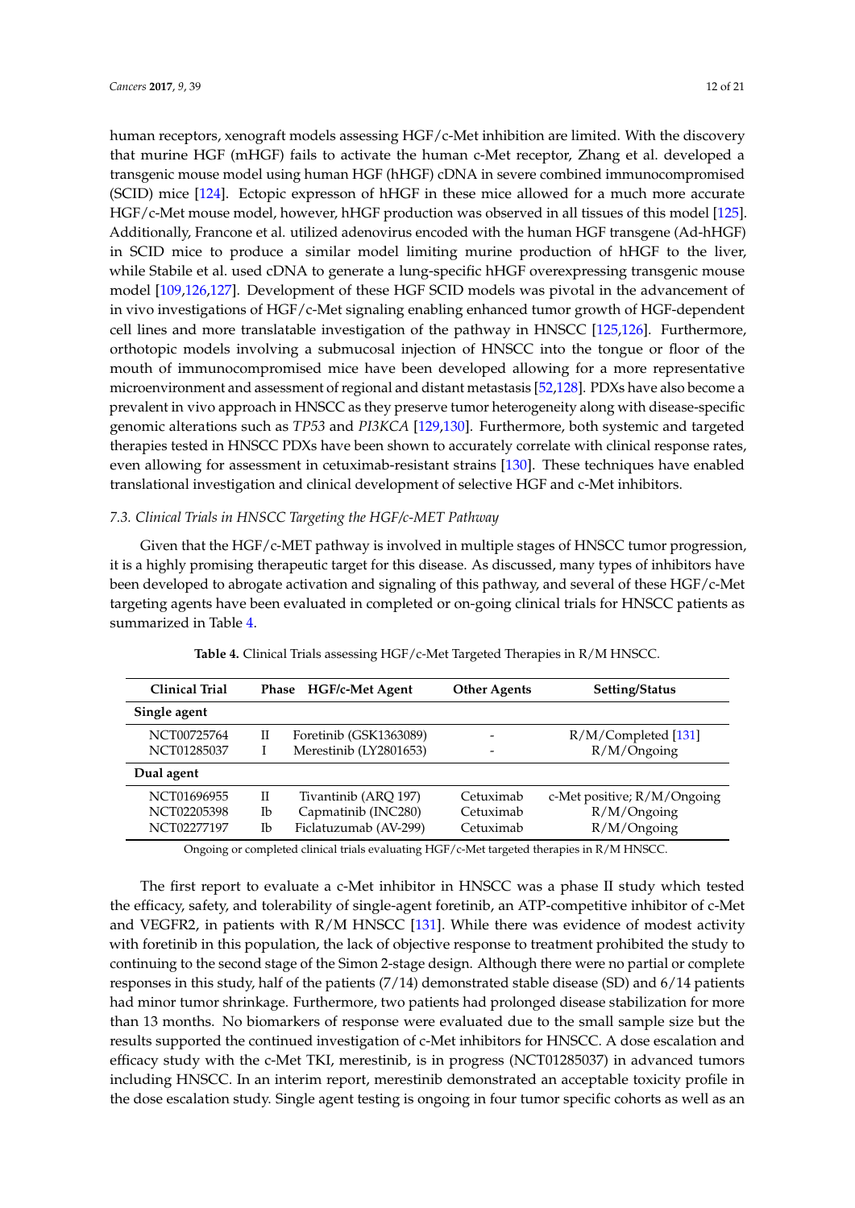human receptors, xenograft models assessing HGF/c-Met inhibition are limited. With the discovery that murine HGF (mHGF) fails to activate the human c-Met receptor, Zhang et al. developed a transgenic mouse model using human HGF (hHGF) cDNA in severe combined immunocompromised (SCID) mice [124]. Ectopic expresson of hHGF in these mice allowed for a much more accurate HGF/c-Met mouse model, however, hHGF production was observed in all tissues of this model [125]. Additionally, Francone et al. utilized adenovirus encoded with the human HGF transgene (Ad-hHGF) in SCID mice to produce a similar model limiting murine production of hHGF to the liver, while Stabile et al. used cDNA to generate a lung-specific hHGF overexpressing transgenic mouse model [109,126,127]. Development of these HGF SCID models was pivotal in the advancement of in vivo investigations of HGF/c-Met signaling enabling enhanced tumor growth of HGF-dependent cell lines and more translatable investigation of the pathway in HNSCC [125,126]. Furthermore, orthotopic models involving a submucosal injection of HNSCC into the tongue or floor of the mouth of immunocompromised mice have been developed allowing for a more representative microenvironment and assessment of regional and distant metastasis [52,128]. PDXs have also become a prevalent in vivo approach in HNSCC as they preserve tumor heterogeneity along with disease-specific genomic alterations such as *TP53* and *PI3KCA* [129,130]. Furthermore, both systemic and targeted therapies tested in HNSCC PDXs have been shown to accurately correlate with clinical response rates, even allowing for assessment in cetuximab-resistant strains [130]. These techniques have enabled translational investigation and clinical development of selective HGF and c-Met inhibitors.

### 7.3. Clinical Trials in HNSCC Targeting the HGF/c-MET Pathway

Given that the HGF/c-MET pathway is involved in multiple stages of HNSCC tumor progression, it is a highly promising therapeutic target for this disease. As discussed, many types of inhibitors have been developed to abrogate activation and signaling of this pathway, and several of these HGF/c-Met targeting agents have been evaluated in completed or on-going clinical trials for HNSCC patients as summarized in Table 4.

**Table 4.** Clinical Trials assessing HGF/c-Met Targeted Therapies in R/M HNSCC.

| Clinical Trial | Phase | HGF/c-Met Agent | Other Agents | Setting/Status |
|---|---|---|---|---|
| **Single agent** | | | | |
| NCT00725764 | II | Foretinib (GSK1363089) | - | R/M/Completed [131] |
| NCT01285037 | I | Merestinib (LY2801653) | - | R/M/Ongoing |
| **Dual agent** | | | | |
| NCT01696955 | II | Tivantinib (ARQ 197) | Cetuximab | c-Met positive; R/M/Ongoing |
| NCT02205398 | Ib | Capmatinib (INC280) | Cetuximab | R/M/Ongoing |
| NCT02277197 | Ib | Ficlatuzumab (AV-299) | Cetuximab | R/M/Ongoing |

Ongoing or completed clinical trials evaluating HGF/c-Met targeted therapies in R/M HNSCC.

The first report to evaluate a c-Met inhibitor in HNSCC was a phase II study which tested the efficacy, safety, and tolerability of single-agent foretinib, an ATP-competitive inhibitor of c-Met and VEGFR2, in patients with R/M HNSCC [131]. While there was evidence of modest activity with foretinib in this population, the lack of objective response to treatment prohibited the study to continuing to the second stage of the Simon 2-stage design. Although there were no partial or complete responses in this study, half of the patients (7/14) demonstrated stable disease (SD) and 6/14 patients had minor tumor shrinkage. Furthermore, two patients had prolonged disease stabilization for more than 13 months. No biomarkers of response were evaluated due to the small sample size but the results supported the continued investigation of c-Met inhibitors for HNSCC. A dose escalation and efficacy study with the c-Met TKI, merestinib, is in progress (NCT01285037) in advanced tumors including HNSCC. In an interim report, merestinib demonstrated an acceptable toxicity profile in the dose escalation study. Single agent testing is ongoing in four tumor specific cohorts as well as an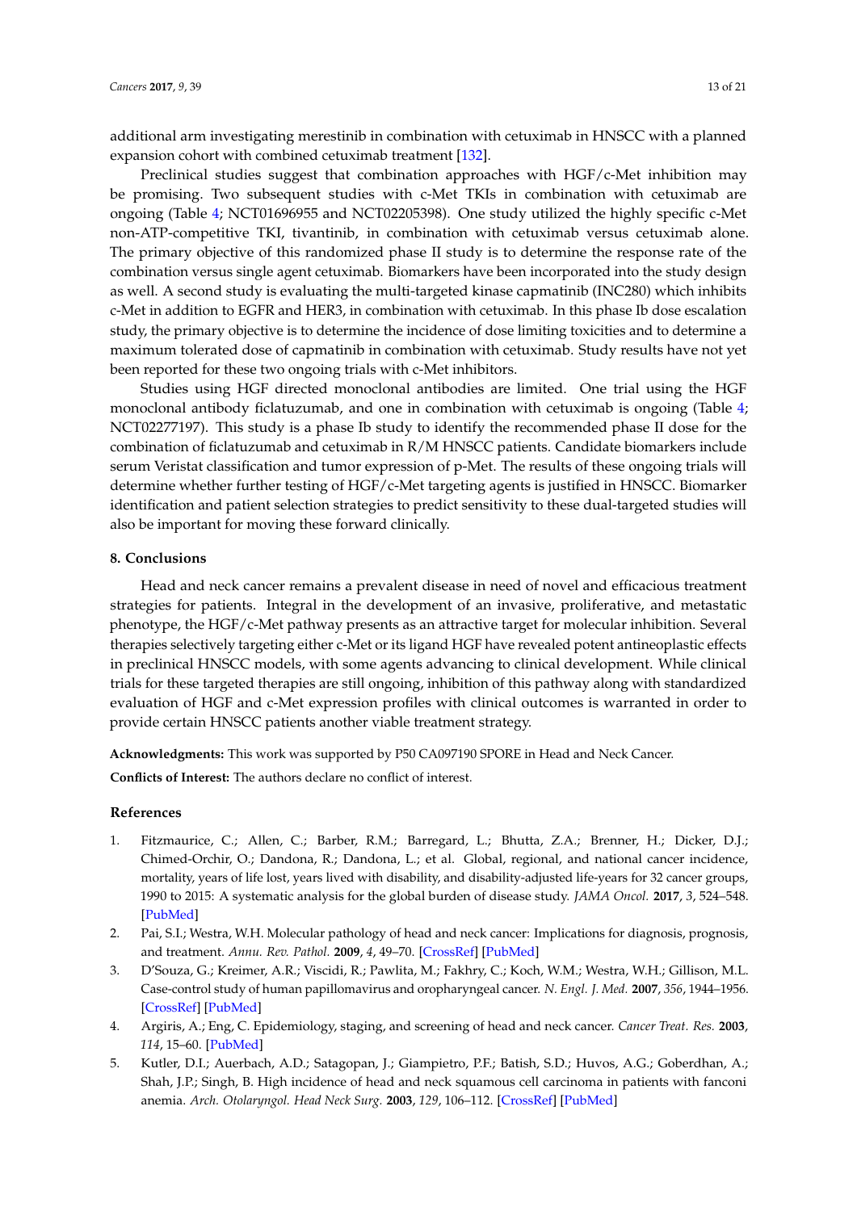additional arm investigating merestinib in combination with cetuximab in HNSCC with a planned expansion cohort with combined cetuximab treatment [132].

Preclinical studies suggest that combination approaches with HGF/c-Met inhibition may be promising. Two subsequent studies with c-Met TKIs in combination with cetuximab are ongoing (Table 4; NCT01696955 and NCT02205398). One study utilized the highly specific c-Met non-ATP-competitive TKI, tivantinib, in combination with cetuximab versus cetuximab alone. The primary objective of this randomized phase II study is to determine the response rate of the combination versus single agent cetuximab. Biomarkers have been incorporated into the study design as well. A second study is evaluating the multi-targeted kinase capmatinib (INC280) which inhibits c-Met in addition to EGFR and HER3, in combination with cetuximab. In this phase Ib dose escalation study, the primary objective is to determine the incidence of dose limiting toxicities and to determine a maximum tolerated dose of capmatinib in combination with cetuximab. Study results have not yet been reported for these two ongoing trials with c-Met inhibitors.

Studies using HGF directed monoclonal antibodies are limited. One trial using the HGF monoclonal antibody ficlatuzumab, and one in combination with cetuximab is ongoing (Table 4; NCT02277197). This study is a phase Ib study to identify the recommended phase II dose for the combination of ficlatuzumab and cetuximab in R/M HNSCC patients. Candidate biomarkers include serum Veristat classification and tumor expression of p-Met. The results of these ongoing trials will determine whether further testing of HGF/c-Met targeting agents is justified in HNSCC. Biomarker identification and patient selection strategies to predict sensitivity to these dual-targeted studies will also be important for moving these forward clinically.

## 8. Conclusions

Head and neck cancer remains a prevalent disease in need of novel and efficacious treatment strategies for patients. Integral in the development of an invasive, proliferative, and metastatic phenotype, the HGF/c-Met pathway presents as an attractive target for molecular inhibition. Several therapies selectively targeting either c-Met or its ligand HGF have revealed potent antineoplastic effects in preclinical HNSCC models, with some agents advancing to clinical development. While clinical trials for these targeted therapies are still ongoing, inhibition of this pathway along with standardized evaluation of HGF and c-Met expression profiles with clinical outcomes is warranted in order to provide certain HNSCC patients another viable treatment strategy.

**Acknowledgments:** This work was supported by P50 CA097190 SPORE in Head and Neck Cancer.

**Conflicts of Interest:** The authors declare no conflict of interest.

## References

1. Fitzmaurice, C.; Allen, C.; Barber, R.M.; Barregard, L.; Bhutta, Z.A.; Brenner, H.; Dicker, D.J.; Chimed-Orchir, O.; Dandona, R.; Dandona, L.; et al. Global, regional, and national cancer incidence, mortality, years of life lost, years lived with disability, and disability-adjusted life-years for 32 cancer groups, 1990 to 2015: A systematic analysis for the global burden of disease study. *JAMA Oncol.* **2017**, *3*, 524–548. [PubMed]
2. Pai, S.I.; Westra, W.H. Molecular pathology of head and neck cancer: Implications for diagnosis, prognosis, and treatment. *Annu. Rev. Pathol.* **2009**, *4*, 49–70. [CrossRef] [PubMed]
3. D'Souza, G.; Kreimer, A.R.; Viscidi, R.; Pawlita, M.; Fakhry, C.; Koch, W.M.; Westra, W.H.; Gillison, M.L. Case-control study of human papillomavirus and oropharyngeal cancer. *N. Engl. J. Med.* **2007**, *356*, 1944–1956. [CrossRef] [PubMed]
4. Argiris, A.; Eng, C. Epidemiology, staging, and screening of head and neck cancer. *Cancer Treat. Res.* **2003**, *114*, 15–60. [PubMed]
5. Kutler, D.I.; Auerbach, A.D.; Satagopan, J.; Giampietro, P.F.; Batish, S.D.; Huvos, A.G.; Goberdhan, A.; Shah, J.P.; Singh, B. High incidence of head and neck squamous cell carcinoma in patients with fanconi anemia. *Arch. Otolaryngol. Head Neck Surg.* **2003**, *129*, 106–112. [CrossRef] [PubMed]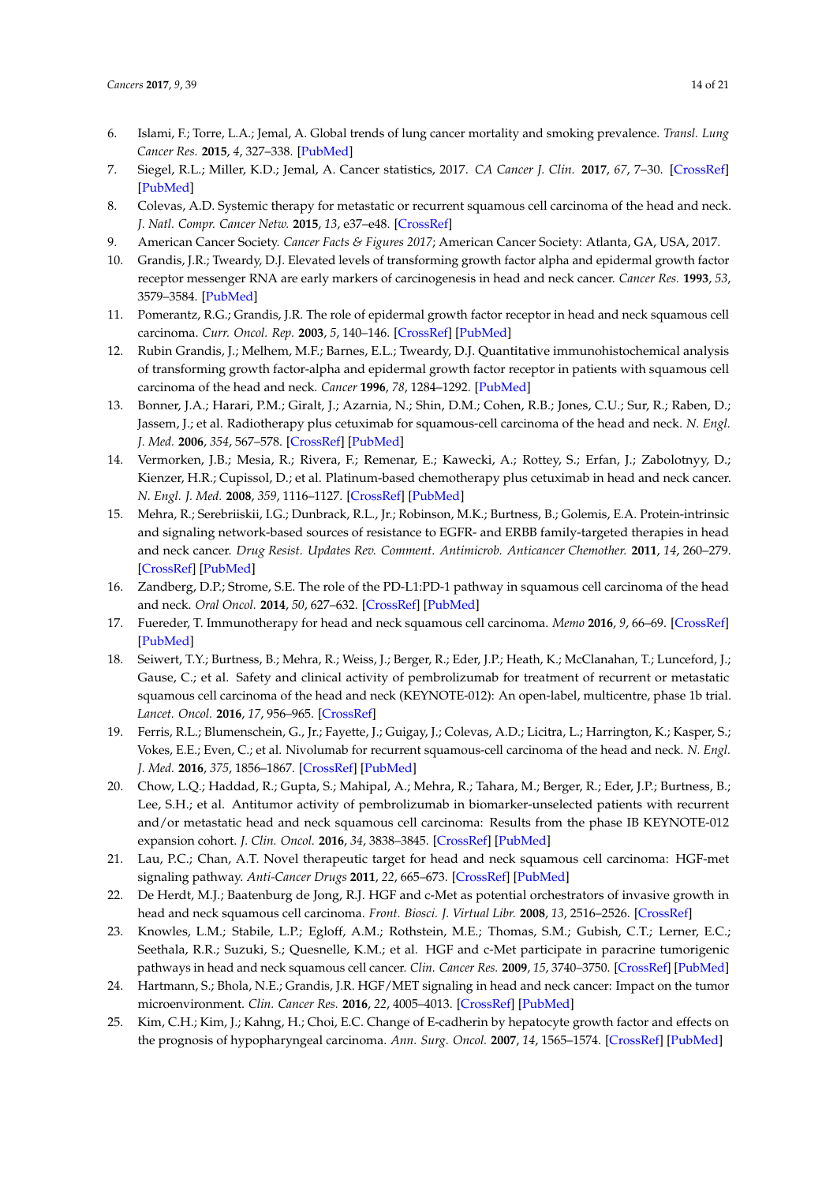6. Islami, F.; Torre, L.A.; Jemal, A. Global trends of lung cancer mortality and smoking prevalence. *Transl. Lung Cancer Res.* **2015**, *4*, 327–338. [PubMed]
7. Siegel, R.L.; Miller, K.D.; Jemal, A. Cancer statistics, 2017. *CA Cancer J. Clin.* **2017**, *67*, 7–30. [CrossRef] [PubMed]
8. Colevas, A.D. Systemic therapy for metastatic or recurrent squamous cell carcinoma of the head and neck. *J. Natl. Compr. Cancer Netw.* **2015**, *13*, e37–e48. [CrossRef]
9. American Cancer Society. *Cancer Facts & Figures 2017*; American Cancer Society: Atlanta, GA, USA, 2017.
10. Grandis, J.R.; Tweardy, D.J. Elevated levels of transforming growth factor alpha and epidermal growth factor receptor messenger RNA are early markers of carcinogenesis in head and neck cancer. *Cancer Res.* **1993**, *53*, 3579–3584. [PubMed]
11. Pomerantz, R.G.; Grandis, J.R. The role of epidermal growth factor receptor in head and neck squamous cell carcinoma. *Curr. Oncol. Rep.* **2003**, *5*, 140–146. [CrossRef] [PubMed]
12. Rubin Grandis, J.; Melhem, M.F.; Barnes, E.L.; Tweardy, D.J. Quantitative immunohistochemical analysis of transforming growth factor-alpha and epidermal growth factor receptor in patients with squamous cell carcinoma of the head and neck. *Cancer* **1996**, *78*, 1284–1292. [PubMed]
13. Bonner, J.A.; Harari, P.M.; Giralt, J.; Azarnia, N.; Shin, D.M.; Cohen, R.B.; Jones, C.U.; Sur, R.; Raben, D.; Jassem, J.; et al. Radiotherapy plus cetuximab for squamous-cell carcinoma of the head and neck. *N. Engl. J. Med.* **2006**, *354*, 567–578. [CrossRef] [PubMed]
14. Vermorken, J.B.; Mesia, R.; Rivera, F.; Remenar, E.; Kawecki, A.; Rottey, S.; Erfan, J.; Zabolotnyy, D.; Kienzer, H.R.; Cupissol, D.; et al. Platinum-based chemotherapy plus cetuximab in head and neck cancer. *N. Engl. J. Med.* **2008**, *359*, 1116–1127. [CrossRef] [PubMed]
15. Mehra, R.; Serebriiskii, I.G.; Dunbrack, R.L., Jr.; Robinson, M.K.; Burtness, B.; Golemis, E.A. Protein-intrinsic and signaling network-based sources of resistance to EGFR- and ERBB family-targeted therapies in head and neck cancer. *Drug Resist. Updates Rev. Comment. Antimicrob. Anticancer Chemother.* **2011**, *14*, 260–279. [CrossRef] [PubMed]
16. Zandberg, D.P.; Strome, S.E. The role of the PD-L1:PD-1 pathway in squamous cell carcinoma of the head and neck. *Oral Oncol.* **2014**, *50*, 627–632. [CrossRef] [PubMed]
17. Fuereder, T. Immunotherapy for head and neck squamous cell carcinoma. *Memo* **2016**, *9*, 66–69. [CrossRef] [PubMed]
18. Seiwert, T.Y.; Burtness, B.; Mehra, R.; Weiss, J.; Berger, R.; Eder, J.P.; Heath, K.; McClanahan, T.; Lunceford, J.; Gause, C.; et al. Safety and clinical activity of pembrolizumab for treatment of recurrent or metastatic squamous cell carcinoma of the head and neck (KEYNOTE-012): An open-label, multicentre, phase 1b trial. *Lancet. Oncol.* **2016**, *17*, 956–965. [CrossRef]
19. Ferris, R.L.; Blumenschein, G., Jr.; Fayette, J.; Guigay, J.; Colevas, A.D.; Licitra, L.; Harrington, K.; Kasper, S.; Vokes, E.E.; Even, C.; et al. Nivolumab for recurrent squamous-cell carcinoma of the head and neck. *N. Engl. J. Med.* **2016**, *375*, 1856–1867. [CrossRef] [PubMed]
20. Chow, L.Q.; Haddad, R.; Gupta, S.; Mahipal, A.; Mehra, R.; Tahara, M.; Berger, R.; Eder, J.P.; Burtness, B.; Lee, S.H.; et al. Antitumor activity of pembrolizumab in biomarker-unselected patients with recurrent and/or metastatic head and neck squamous cell carcinoma: Results from the phase IB KEYNOTE-012 expansion cohort. *J. Clin. Oncol.* **2016**, *34*, 3838–3845. [CrossRef] [PubMed]
21. Lau, P.C.; Chan, A.T. Novel therapeutic target for head and neck squamous cell carcinoma: HGF-met signaling pathway. *Anti-Cancer Drugs* **2011**, *22*, 665–673. [CrossRef] [PubMed]
22. De Herdt, M.J.; Baatenburg de Jong, R.J. HGF and c-Met as potential orchestrators of invasive growth in head and neck squamous cell carcinoma. *Front. Biosci. J. Virtual Libr.* **2008**, *13*, 2516–2526. [CrossRef]
23. Knowles, L.M.; Stabile, L.P.; Egloff, A.M.; Rothstein, M.E.; Thomas, S.M.; Gubish, C.T.; Lerner, E.C.; Seethala, R.R.; Suzuki, S.; Quesnelle, K.M.; et al. HGF and c-Met participate in paracrine tumorigenic pathways in head and neck squamous cell cancer. *Clin. Cancer Res.* **2009**, *15*, 3740–3750. [CrossRef] [PubMed]
24. Hartmann, S.; Bhola, N.E.; Grandis, J.R. HGF/MET signaling in head and neck cancer: Impact on the tumor microenvironment. *Clin. Cancer Res.* **2016**, *22*, 4005–4013. [CrossRef] [PubMed]
25. Kim, C.H.; Kim, J.; Kahng, H.; Choi, E.C. Change of E-cadherin by hepatocyte growth factor and effects on the prognosis of hypopharyngeal carcinoma. *Ann. Surg. Oncol.* **2007**, *14*, 1565–1574. [CrossRef] [PubMed]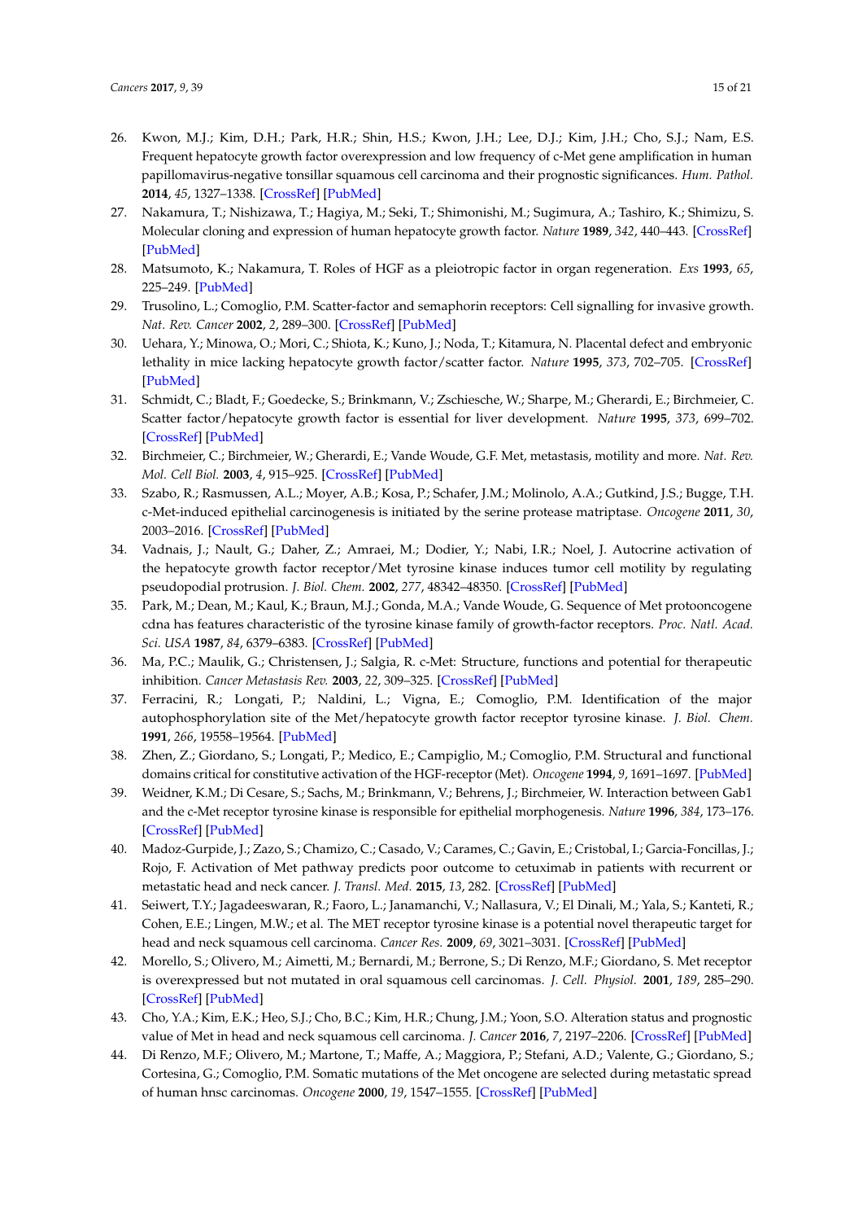26. Kwon, M.J.; Kim, D.H.; Park, H.R.; Shin, H.S.; Kwon, J.H.; Lee, D.J.; Kim, J.H.; Cho, S.J.; Nam, E.S. Frequent hepatocyte growth factor overexpression and low frequency of c-Met gene amplification in human papillomavirus-negative tonsillar squamous cell carcinoma and their prognostic significances. *Hum. Pathol.* **2014**, *45*, 1327–1338. [CrossRef] [PubMed]
27. Nakamura, T.; Nishizawa, T.; Hagiya, M.; Seki, T.; Shimonishi, M.; Sugimura, A.; Tashiro, K.; Shimizu, S. Molecular cloning and expression of human hepatocyte growth factor. *Nature* **1989**, *342*, 440–443. [CrossRef] [PubMed]
28. Matsumoto, K.; Nakamura, T. Roles of HGF as a pleiotropic factor in organ regeneration. *Exs* **1993**, *65*, 225–249. [PubMed]
29. Trusolino, L.; Comoglio, P.M. Scatter-factor and semaphorin receptors: Cell signalling for invasive growth. *Nat. Rev. Cancer* **2002**, *2*, 289–300. [CrossRef] [PubMed]
30. Uehara, Y.; Minowa, O.; Mori, C.; Shiota, K.; Kuno, J.; Noda, T.; Kitamura, N. Placental defect and embryonic lethality in mice lacking hepatocyte growth factor/scatter factor. *Nature* **1995**, *373*, 702–705. [CrossRef] [PubMed]
31. Schmidt, C.; Bladt, F.; Goedecke, S.; Brinkmann, V.; Zschiesche, W.; Sharpe, M.; Gherardi, E.; Birchmeier, C. Scatter factor/hepatocyte growth factor is essential for liver development. *Nature* **1995**, *373*, 699–702. [CrossRef] [PubMed]
32. Birchmeier, C.; Birchmeier, W.; Gherardi, E.; Vande Woude, G.F. Met, metastasis, motility and more. *Nat. Rev. Mol. Cell Biol.* **2003**, *4*, 915–925. [CrossRef] [PubMed]
33. Szabo, R.; Rasmussen, A.L.; Moyer, A.B.; Kosa, P.; Schafer, J.M.; Molinolo, A.A.; Gutkind, J.S.; Bugge, T.H. c-Met-induced epithelial carcinogenesis is initiated by the serine protease matriptase. *Oncogene* **2011**, *30*, 2003–2016. [CrossRef] [PubMed]
34. Vadnais, J.; Nault, G.; Daher, Z.; Amraei, M.; Dodier, Y.; Nabi, I.R.; Noel, J. Autocrine activation of the hepatocyte growth factor receptor/Met tyrosine kinase induces tumor cell motility by regulating pseudopodial protrusion. *J. Biol. Chem.* **2002**, *277*, 48342–48350. [CrossRef] [PubMed]
35. Park, M.; Dean, M.; Kaul, K.; Braun, M.J.; Gonda, M.A.; Vande Woude, G. Sequence of Met protooncogene cdna has features characteristic of the tyrosine kinase family of growth-factor receptors. *Proc. Natl. Acad. Sci. USA* **1987**, *84*, 6379–6383. [CrossRef] [PubMed]
36. Ma, P.C.; Maulik, G.; Christensen, J.; Salgia, R. c-Met: Structure, functions and potential for therapeutic inhibition. *Cancer Metastasis Rev.* **2003**, *22*, 309–325. [CrossRef] [PubMed]
37. Ferracini, R.; Longati, P.; Naldini, L.; Vigna, E.; Comoglio, P.M. Identification of the major autophosphorylation site of the Met/hepatocyte growth factor receptor tyrosine kinase. *J. Biol. Chem.* **1991**, *266*, 19558–19564. [PubMed]
38. Zhen, Z.; Giordano, S.; Longati, P.; Medico, E.; Campiglio, M.; Comoglio, P.M. Structural and functional domains critical for constitutive activation of the HGF-receptor (Met). *Oncogene* **1994**, *9*, 1691–1697. [PubMed]
39. Weidner, K.M.; Di Cesare, S.; Sachs, M.; Brinkmann, V.; Behrens, J.; Birchmeier, W. Interaction between Gab1 and the c-Met receptor tyrosine kinase is responsible for epithelial morphogenesis. *Nature* **1996**, *384*, 173–176. [CrossRef] [PubMed]
40. Madoz-Gurpide, J.; Zazo, S.; Chamizo, C.; Casado, V.; Carames, C.; Gavin, E.; Cristobal, I.; Garcia-Foncillas, J.; Rojo, F. Activation of Met pathway predicts poor outcome to cetuximab in patients with recurrent or metastatic head and neck cancer. *J. Transl. Med.* **2015**, *13*, 282. [CrossRef] [PubMed]
41. Seiwert, T.Y.; Jagadeeswaran, R.; Faoro, L.; Janamanchi, V.; Nallasura, V.; El Dinali, M.; Yala, S.; Kanteti, R.; Cohen, E.E.; Lingen, M.W.; et al. The MET receptor tyrosine kinase is a potential novel therapeutic target for head and neck squamous cell carcinoma. *Cancer Res.* **2009**, *69*, 3021–3031. [CrossRef] [PubMed]
42. Morello, S.; Olivero, M.; Aimetti, M.; Bernardi, M.; Berrone, S.; Di Renzo, M.F.; Giordano, S. Met receptor is overexpressed but not mutated in oral squamous cell carcinomas. *J. Cell. Physiol.* **2001**, *189*, 285–290. [CrossRef] [PubMed]
43. Cho, Y.A.; Kim, E.K.; Heo, S.J.; Cho, B.C.; Kim, H.R.; Chung, J.M.; Yoon, S.O. Alteration status and prognostic value of Met in head and neck squamous cell carcinoma. *J. Cancer* **2016**, *7*, 2197–2206. [CrossRef] [PubMed]
44. Di Renzo, M.F.; Olivero, M.; Martone, T.; Maffe, A.; Maggiora, P.; Stefani, A.D.; Valente, G.; Giordano, S.; Cortesina, G.; Comoglio, P.M. Somatic mutations of the Met oncogene are selected during metastatic spread of human hnsc carcinomas. *Oncogene* **2000**, *19*, 1547–1555. [CrossRef] [PubMed]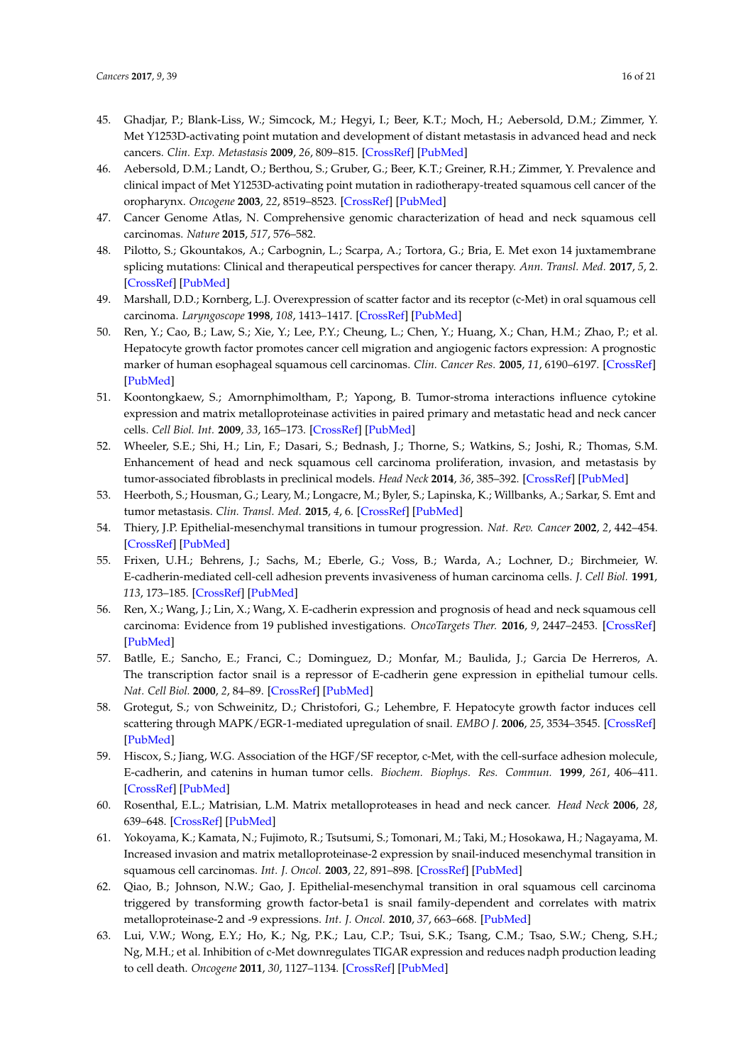45. Ghadjar, P.; Blank-Liss, W.; Simcock, M.; Hegyi, I.; Beer, K.T.; Moch, H.; Aebersold, D.M.; Zimmer, Y. Met Y1253D-activating point mutation and development of distant metastasis in advanced head and neck cancers. *Clin. Exp. Metastasis* **2009**, *26*, 809–815. [CrossRef] [PubMed]
46. Aebersold, D.M.; Landt, O.; Berthou, S.; Gruber, G.; Beer, K.T.; Greiner, R.H.; Zimmer, Y. Prevalence and clinical impact of Met Y1253D-activating point mutation in radiotherapy-treated squamous cell cancer of the oropharynx. *Oncogene* **2003**, *22*, 8519–8523. [CrossRef] [PubMed]
47. Cancer Genome Atlas, N. Comprehensive genomic characterization of head and neck squamous cell carcinomas. *Nature* **2015**, *517*, 576–582.
48. Pilotto, S.; Gkountakos, A.; Carbognin, L.; Scarpa, A.; Tortora, G.; Bria, E. Met exon 14 juxtamembrane splicing mutations: Clinical and therapeutical perspectives for cancer therapy. *Ann. Transl. Med.* **2017**, *5*, 2. [CrossRef] [PubMed]
49. Marshall, D.D.; Kornberg, L.J. Overexpression of scatter factor and its receptor (c-Met) in oral squamous cell carcinoma. *Laryngoscope* **1998**, *108*, 1413–1417. [CrossRef] [PubMed]
50. Ren, Y.; Cao, B.; Law, S.; Xie, Y.; Lee, P.Y.; Cheung, L.; Chen, Y.; Huang, X.; Chan, H.M.; Zhao, P.; et al. Hepatocyte growth factor promotes cancer cell migration and angiogenic factors expression: A prognostic marker of human esophageal squamous cell carcinomas. *Clin. Cancer Res.* **2005**, *11*, 6190–6197. [CrossRef] [PubMed]
51. Koontongkaew, S.; Amornphimoltham, P.; Yapong, B. Tumor-stroma interactions influence cytokine expression and matrix metalloproteinase activities in paired primary and metastatic head and neck cancer cells. *Cell Biol. Int.* **2009**, *33*, 165–173. [CrossRef] [PubMed]
52. Wheeler, S.E.; Shi, H.; Lin, F.; Dasari, S.; Bednash, J.; Thorne, S.; Watkins, S.; Joshi, R.; Thomas, S.M. Enhancement of head and neck squamous cell carcinoma proliferation, invasion, and metastasis by tumor-associated fibroblasts in preclinical models. *Head Neck* **2014**, *36*, 385–392. [CrossRef] [PubMed]
53. Heerboth, S.; Housman, G.; Leary, M.; Longacre, M.; Byler, S.; Lapinska, K.; Willbanks, A.; Sarkar, S. Emt and tumor metastasis. *Clin. Transl. Med.* **2015**, *4*, 6. [CrossRef] [PubMed]
54. Thiery, J.P. Epithelial-mesenchymal transitions in tumour progression. *Nat. Rev. Cancer* **2002**, *2*, 442–454. [CrossRef] [PubMed]
55. Frixen, U.H.; Behrens, J.; Sachs, M.; Eberle, G.; Voss, B.; Warda, A.; Lochner, D.; Birchmeier, W. E-cadherin-mediated cell-cell adhesion prevents invasiveness of human carcinoma cells. *J. Cell Biol.* **1991**, *113*, 173–185. [CrossRef] [PubMed]
56. Ren, X.; Wang, J.; Lin, X.; Wang, X. E-cadherin expression and prognosis of head and neck squamous cell carcinoma: Evidence from 19 published investigations. *OncoTargets Ther.* **2016**, *9*, 2447–2453. [CrossRef] [PubMed]
57. Batlle, E.; Sancho, E.; Franci, C.; Dominguez, D.; Monfar, M.; Baulida, J.; Garcia De Herreros, A. The transcription factor snail is a repressor of E-cadherin gene expression in epithelial tumour cells. *Nat. Cell Biol.* **2000**, *2*, 84–89. [CrossRef] [PubMed]
58. Grotegut, S.; von Schweinitz, D.; Christofori, G.; Lehembre, F. Hepatocyte growth factor induces cell scattering through MAPK/EGR-1-mediated upregulation of snail. *EMBO J.* **2006**, *25*, 3534–3545. [CrossRef] [PubMed]
59. Hiscox, S.; Jiang, W.G. Association of the HGF/SF receptor, c-Met, with the cell-surface adhesion molecule, E-cadherin, and catenins in human tumor cells. *Biochem. Biophys. Res. Commun.* **1999**, *261*, 406–411. [CrossRef] [PubMed]
60. Rosenthal, E.L.; Matrisian, L.M. Matrix metalloproteases in head and neck cancer. *Head Neck* **2006**, *28*, 639–648. [CrossRef] [PubMed]
61. Yokoyama, K.; Kamata, N.; Fujimoto, R.; Tsutsumi, S.; Tomonari, M.; Taki, M.; Hosokawa, H.; Nagayama, M. Increased invasion and matrix metalloproteinase-2 expression by snail-induced mesenchymal transition in squamous cell carcinomas. *Int. J. Oncol.* **2003**, *22*, 891–898. [CrossRef] [PubMed]
62. Qiao, B.; Johnson, N.W.; Gao, J. Epithelial-mesenchymal transition in oral squamous cell carcinoma triggered by transforming growth factor-beta1 is snail family-dependent and correlates with matrix metalloproteinase-2 and -9 expressions. *Int. J. Oncol.* **2010**, *37*, 663–668. [PubMed]
63. Lui, V.W.; Wong, E.Y.; Ho, K.; Ng, P.K.; Lau, C.P.; Tsui, S.K.; Tsang, C.M.; Tsao, S.W.; Cheng, S.H.; Ng, M.H.; et al. Inhibition of c-Met downregulates TIGAR expression and reduces nadph production leading to cell death. *Oncogene* **2011**, *30*, 1127–1134. [CrossRef] [PubMed]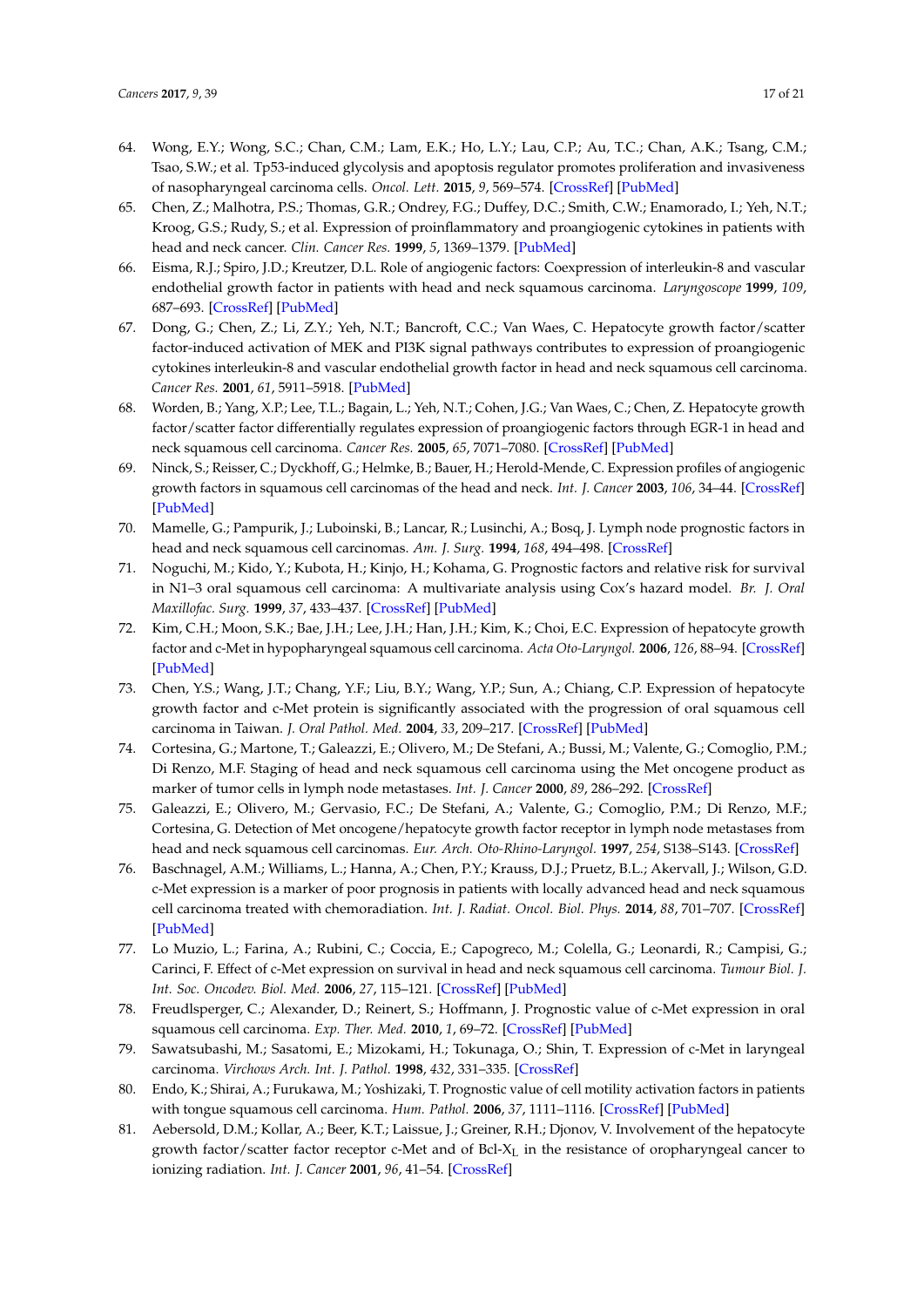64. Wong, E.Y.; Wong, S.C.; Chan, C.M.; Lam, E.K.; Ho, L.Y.; Lau, C.P.; Au, T.C.; Chan, A.K.; Tsang, C.M.; Tsao, S.W.; et al. Tp53-induced glycolysis and apoptosis regulator promotes proliferation and invasiveness of nasopharyngeal carcinoma cells. *Oncol. Lett.* **2015**, *9*, 569–574. [CrossRef] [PubMed]
65. Chen, Z.; Malhotra, P.S.; Thomas, G.R.; Ondrey, F.G.; Duffey, D.C.; Smith, C.W.; Enamorado, I.; Yeh, N.T.; Kroog, G.S.; Rudy, S.; et al. Expression of proinflammatory and proangiogenic cytokines in patients with head and neck cancer. *Clin. Cancer Res.* **1999**, *5*, 1369–1379. [PubMed]
66. Eisma, R.J.; Spiro, J.D.; Kreutzer, D.L. Role of angiogenic factors: Coexpression of interleukin-8 and vascular endothelial growth factor in patients with head and neck squamous carcinoma. *Laryngoscope* **1999**, *109*, 687–693. [CrossRef] [PubMed]
67. Dong, G.; Chen, Z.; Li, Z.Y.; Yeh, N.T.; Bancroft, C.C.; Van Waes, C. Hepatocyte growth factor/scatter factor-induced activation of MEK and PI3K signal pathways contributes to expression of proangiogenic cytokines interleukin-8 and vascular endothelial growth factor in head and neck squamous cell carcinoma. *Cancer Res.* **2001**, *61*, 5911–5918. [PubMed]
68. Worden, B.; Yang, X.P.; Lee, T.L.; Bagain, L.; Yeh, N.T.; Cohen, J.G.; Van Waes, C.; Chen, Z. Hepatocyte growth factor/scatter factor differentially regulates expression of proangiogenic factors through EGR-1 in head and neck squamous cell carcinoma. *Cancer Res.* **2005**, *65*, 7071–7080. [CrossRef] [PubMed]
69. Ninck, S.; Reisser, C.; Dyckhoff, G.; Helmke, B.; Bauer, H.; Herold-Mende, C. Expression profiles of angiogenic growth factors in squamous cell carcinomas of the head and neck. *Int. J. Cancer* **2003**, *106*, 34–44. [CrossRef] [PubMed]
70. Mamelle, G.; Pampurik, J.; Luboinski, B.; Lancar, R.; Lusinchi, A.; Bosq, J. Lymph node prognostic factors in head and neck squamous cell carcinomas. *Am. J. Surg.* **1994**, *168*, 494–498. [CrossRef]
71. Noguchi, M.; Kido, Y.; Kubota, H.; Kinjo, H.; Kohama, G. Prognostic factors and relative risk for survival in N1–3 oral squamous cell carcinoma: A multivariate analysis using Cox's hazard model. *Br. J. Oral Maxillofac. Surg.* **1999**, *37*, 433–437. [CrossRef] [PubMed]
72. Kim, C.H.; Moon, S.K.; Bae, J.H.; Lee, J.H.; Han, J.H.; Kim, K.; Choi, E.C. Expression of hepatocyte growth factor and c-Met in hypopharyngeal squamous cell carcinoma. *Acta Oto-Laryngol.* **2006**, *126*, 88–94. [CrossRef] [PubMed]
73. Chen, Y.S.; Wang, J.T.; Chang, Y.F.; Liu, B.Y.; Wang, Y.P.; Sun, A.; Chiang, C.P. Expression of hepatocyte growth factor and c-Met protein is significantly associated with the progression of oral squamous cell carcinoma in Taiwan. *J. Oral Pathol. Med.* **2004**, *33*, 209–217. [CrossRef] [PubMed]
74. Cortesina, G.; Martone, T.; Galeazzi, E.; Olivero, M.; De Stefani, A.; Bussi, M.; Valente, G.; Comoglio, P.M.; Di Renzo, M.F. Staging of head and neck squamous cell carcinoma using the Met oncogene product as marker of tumor cells in lymph node metastases. *Int. J. Cancer* **2000**, *89*, 286–292. [CrossRef]
75. Galeazzi, E.; Olivero, M.; Gervasio, F.C.; De Stefani, A.; Valente, G.; Comoglio, P.M.; Di Renzo, M.F.; Cortesina, G. Detection of Met oncogene/hepatocyte growth factor receptor in lymph node metastases from head and neck squamous cell carcinomas. *Eur. Arch. Oto-Rhino-Laryngol.* **1997**, *254*, S138–S143. [CrossRef]
76. Baschnagel, A.M.; Williams, L.; Hanna, A.; Chen, P.Y.; Krauss, D.J.; Pruetz, B.L.; Akervall, J.; Wilson, G.D. c-Met expression is a marker of poor prognosis in patients with locally advanced head and neck squamous cell carcinoma treated with chemoradiation. *Int. J. Radiat. Oncol. Biol. Phys.* **2014**, *88*, 701–707. [CrossRef] [PubMed]
77. Lo Muzio, L.; Farina, A.; Rubini, C.; Coccia, E.; Capogreco, M.; Colella, G.; Leonardi, R.; Campisi, G.; Carinci, F. Effect of c-Met expression on survival in head and neck squamous cell carcinoma. *Tumour Biol. J. Int. Soc. Oncodev. Biol. Med.* **2006**, *27*, 115–121. [CrossRef] [PubMed]
78. Freudlsperger, C.; Alexander, D.; Reinert, S.; Hoffmann, J. Prognostic value of c-Met expression in oral squamous cell carcinoma. *Exp. Ther. Med.* **2010**, *1*, 69–72. [CrossRef] [PubMed]
79. Sawatsubashi, M.; Sasatomi, E.; Mizokami, H.; Tokunaga, O.; Shin, T. Expression of c-Met in laryngeal carcinoma. *Virchows Arch. Int. J. Pathol.* **1998**, *432*, 331–335. [CrossRef]
80. Endo, K.; Shirai, A.; Furukawa, M.; Yoshizaki, T. Prognostic value of cell motility activation factors in patients with tongue squamous cell carcinoma. *Hum. Pathol.* **2006**, *37*, 1111–1116. [CrossRef] [PubMed]
81. Aebersold, D.M.; Kollar, A.; Beer, K.T.; Laissue, J.; Greiner, R.H.; Djonov, V. Involvement of the hepatocyte growth factor/scatter factor receptor c-Met and of Bcl-$X_L$ in the resistance of oropharyngeal cancer to ionizing radiation. *Int. J. Cancer* **2001**, *96*, 41–54. [CrossRef]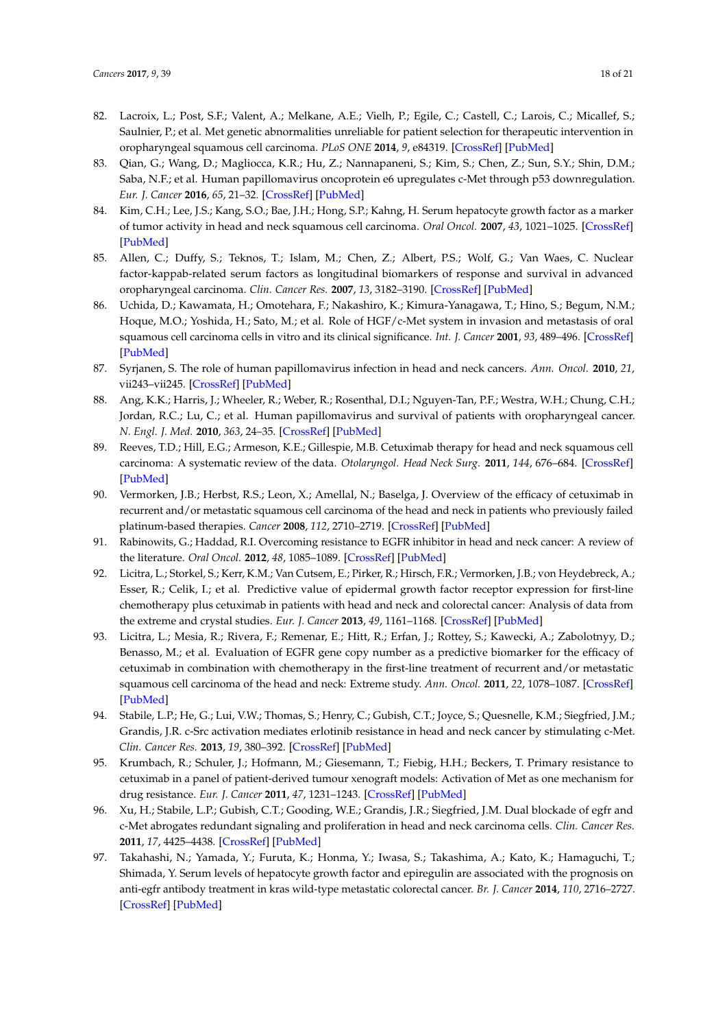82. Lacroix, L.; Post, S.F.; Valent, A.; Melkane, A.E.; Vielh, P.; Egile, C.; Castell, C.; Larois, C.; Micallef, S.; Saulnier, P.; et al. Met genetic abnormalities unreliable for patient selection for therapeutic intervention in oropharyngeal squamous cell carcinoma. *PLoS ONE* **2014**, *9*, e84319. [CrossRef] [PubMed]
83. Qian, G.; Wang, D.; Magliocca, K.R.; Hu, Z.; Nannapaneni, S.; Kim, S.; Chen, Z.; Sun, S.Y.; Shin, D.M.; Saba, N.F.; et al. Human papillomavirus oncoprotein e6 upregulates c-Met through p53 downregulation. *Eur. J. Cancer* **2016**, *65*, 21–32. [CrossRef] [PubMed]
84. Kim, C.H.; Lee, J.S.; Kang, S.O.; Bae, J.H.; Hong, S.P.; Kahng, H. Serum hepatocyte growth factor as a marker of tumor activity in head and neck squamous cell carcinoma. *Oral Oncol.* **2007**, *43*, 1021–1025. [CrossRef] [PubMed]
85. Allen, C.; Duffy, S.; Teknos, T.; Islam, M.; Chen, Z.; Albert, P.S.; Wolf, G.; Van Waes, C. Nuclear factor-kappab-related serum factors as longitudinal biomarkers of response and survival in advanced oropharyngeal carcinoma. *Clin. Cancer Res.* **2007**, *13*, 3182–3190. [CrossRef] [PubMed]
86. Uchida, D.; Kawamata, H.; Omotehara, F.; Nakashiro, K.; Kimura-Yanagawa, T.; Hino, S.; Begum, N.M.; Hoque, M.O.; Yoshida, H.; Sato, M.; et al. Role of HGF/c-Met system in invasion and metastasis of oral squamous cell carcinoma cells in vitro and its clinical significance. *Int. J. Cancer* **2001**, *93*, 489–496. [CrossRef] [PubMed]
87. Syrjanen, S. The role of human papillomavirus infection in head and neck cancers. *Ann. Oncol.* **2010**, *21*, vii243–vii245. [CrossRef] [PubMed]
88. Ang, K.K.; Harris, J.; Wheeler, R.; Weber, R.; Rosenthal, D.I.; Nguyen-Tan, P.F.; Westra, W.H.; Chung, C.H.; Jordan, R.C.; Lu, C.; et al. Human papillomavirus and survival of patients with oropharyngeal cancer. *N. Engl. J. Med.* **2010**, *363*, 24–35. [CrossRef] [PubMed]
89. Reeves, T.D.; Hill, E.G.; Armeson, K.E.; Gillespie, M.B. Cetuximab therapy for head and neck squamous cell carcinoma: A systematic review of the data. *Otolaryngol. Head Neck Surg.* **2011**, *144*, 676–684. [CrossRef] [PubMed]
90. Vermorken, J.B.; Herbst, R.S.; Leon, X.; Amellal, N.; Baselga, J. Overview of the efficacy of cetuximab in recurrent and/or metastatic squamous cell carcinoma of the head and neck in patients who previously failed platinum-based therapies. *Cancer* **2008**, *112*, 2710–2719. [CrossRef] [PubMed]
91. Rabinowits, G.; Haddad, R.I. Overcoming resistance to EGFR inhibitor in head and neck cancer: A review of the literature. *Oral Oncol.* **2012**, *48*, 1085–1089. [CrossRef] [PubMed]
92. Licitra, L.; Storkel, S.; Kerr, K.M.; Van Cutsem, E.; Pirker, R.; Hirsch, F.R.; Vermorken, J.B.; von Heydebreck, A.; Esser, R.; Celik, I.; et al. Predictive value of epidermal growth factor receptor expression for first-line chemotherapy plus cetuximab in patients with head and neck and colorectal cancer: Analysis of data from the extreme and crystal studies. *Eur. J. Cancer* **2013**, *49*, 1161–1168. [CrossRef] [PubMed]
93. Licitra, L.; Mesia, R.; Rivera, F.; Remenar, E.; Hitt, R.; Erfan, J.; Rottey, S.; Kawecki, A.; Zabolotnyy, D.; Benasso, M.; et al. Evaluation of EGFR gene copy number as a predictive biomarker for the efficacy of cetuximab in combination with chemotherapy in the first-line treatment of recurrent and/or metastatic squamous cell carcinoma of the head and neck: Extreme study. *Ann. Oncol.* **2011**, *22*, 1078–1087. [CrossRef] [PubMed]
94. Stabile, L.P.; He, G.; Lui, V.W.; Thomas, S.; Henry, C.; Gubish, C.T.; Joyce, S.; Quesnelle, K.M.; Siegfried, J.M.; Grandis, J.R. c-Src activation mediates erlotinib resistance in head and neck cancer by stimulating c-Met. *Clin. Cancer Res.* **2013**, *19*, 380–392. [CrossRef] [PubMed]
95. Krumbach, R.; Schuler, J.; Hofmann, M.; Giesemann, T.; Fiebig, H.H.; Beckers, T. Primary resistance to cetuximab in a panel of patient-derived tumour xenograft models: Activation of Met as one mechanism for drug resistance. *Eur. J. Cancer* **2011**, *47*, 1231–1243. [CrossRef] [PubMed]
96. Xu, H.; Stabile, L.P.; Gubish, C.T.; Gooding, W.E.; Grandis, J.R.; Siegfried, J.M. Dual blockade of egfr and c-Met abrogates redundant signaling and proliferation in head and neck carcinoma cells. *Clin. Cancer Res.* **2011**, *17*, 4425–4438. [CrossRef] [PubMed]
97. Takahashi, N.; Yamada, Y.; Furuta, K.; Honma, Y.; Iwasa, S.; Takashima, A.; Kato, K.; Hamaguchi, T.; Shimada, Y. Serum levels of hepatocyte growth factor and epiregulin are associated with the prognosis on anti-egfr antibody treatment in kras wild-type metastatic colorectal cancer. *Br. J. Cancer* **2014**, *110*, 2716–2727. [CrossRef] [PubMed]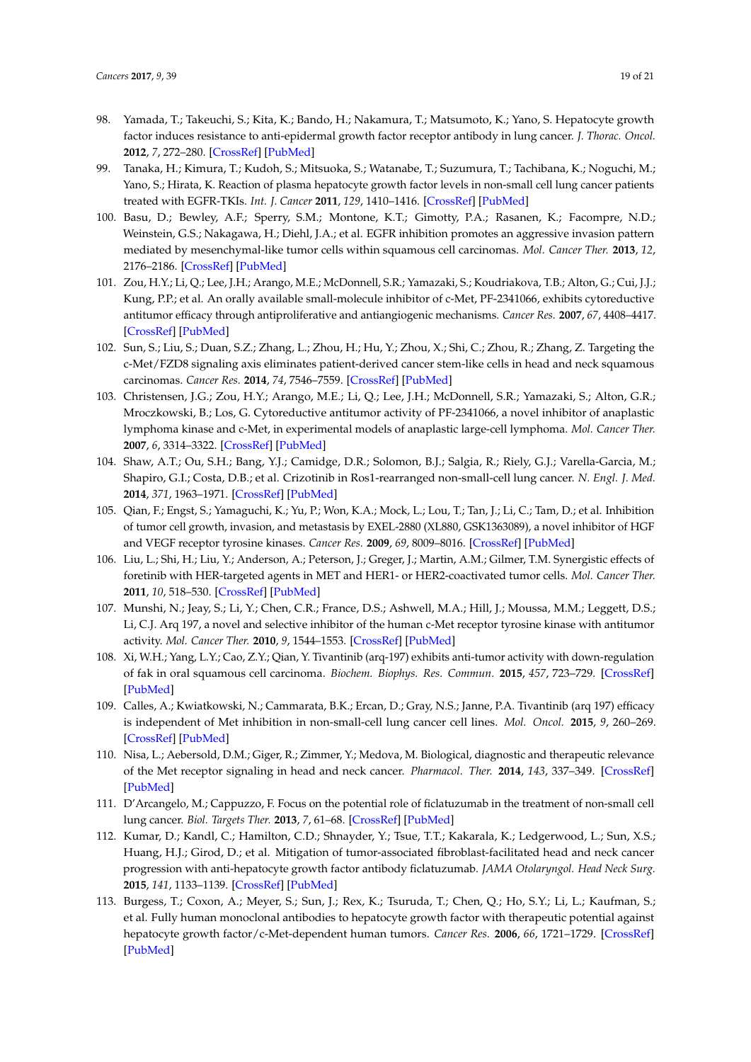98. Yamada, T.; Takeuchi, S.; Kita, K.; Bando, H.; Nakamura, T.; Matsumoto, K.; Yano, S. Hepatocyte growth factor induces resistance to anti-epidermal growth factor receptor antibody in lung cancer. *J. Thorac. Oncol.* **2012**, *7*, 272–280. [CrossRef] [PubMed]
99. Tanaka, H.; Kimura, T.; Kudoh, S.; Mitsuoka, S.; Watanabe, T.; Suzumura, T.; Tachibana, K.; Noguchi, M.; Yano, S.; Hirata, K. Reaction of plasma hepatocyte growth factor levels in non-small cell lung cancer patients treated with EGFR-TKIs. *Int. J. Cancer* **2011**, *129*, 1410–1416. [CrossRef] [PubMed]
100. Basu, D.; Bewley, A.F.; Sperry, S.M.; Montone, K.T.; Gimotty, P.A.; Rasanen, K.; Facompre, N.D.; Weinstein, G.S.; Nakagawa, H.; Diehl, J.A.; et al. EGFR inhibition promotes an aggressive invasion pattern mediated by mesenchymal-like tumor cells within squamous cell carcinomas. *Mol. Cancer Ther.* **2013**, *12*, 2176–2186. [CrossRef] [PubMed]
101. Zou, H.Y.; Li, Q.; Lee, J.H.; Arango, M.E.; McDonnell, S.R.; Yamazaki, S.; Koudriakova, T.B.; Alton, G.; Cui, J.J.; Kung, P.P.; et al. An orally available small-molecule inhibitor of c-Met, PF-2341066, exhibits cytoreductive antitumor efficacy through antiproliferative and antiangiogenic mechanisms. *Cancer Res.* **2007**, *67*, 4408–4417. [CrossRef] [PubMed]
102. Sun, S.; Liu, S.; Duan, S.Z.; Zhang, L.; Zhou, H.; Hu, Y.; Zhou, X.; Shi, C.; Zhou, R.; Zhang, Z. Targeting the c-Met/FZD8 signaling axis eliminates patient-derived cancer stem-like cells in head and neck squamous carcinomas. *Cancer Res.* **2014**, *74*, 7546–7559. [CrossRef] [PubMed]
103. Christensen, J.G.; Zou, H.Y.; Arango, M.E.; Li, Q.; Lee, J.H.; McDonnell, S.R.; Yamazaki, S.; Alton, G.R.; Mroczkowski, B.; Los, G. Cytoreductive antitumor activity of PF-2341066, a novel inhibitor of anaplastic lymphoma kinase and c-Met, in experimental models of anaplastic large-cell lymphoma. *Mol. Cancer Ther.* **2007**, *6*, 3314–3322. [CrossRef] [PubMed]
104. Shaw, A.T.; Ou, S.H.; Bang, Y.J.; Camidge, D.R.; Solomon, B.J.; Salgia, R.; Riely, G.J.; Varella-Garcia, M.; Shapiro, G.I.; Costa, D.B.; et al. Crizotinib in Ros1-rearranged non-small-cell lung cancer. *N. Engl. J. Med.* **2014**, *371*, 1963–1971. [CrossRef] [PubMed]
105. Qian, F.; Engst, S.; Yamaguchi, K.; Yu, P.; Won, K.A.; Mock, L.; Lou, T.; Tan, J.; Li, C.; Tam, D.; et al. Inhibition of tumor cell growth, invasion, and metastasis by EXEL-2880 (XL880, GSK1363089), a novel inhibitor of HGF and VEGF receptor tyrosine kinases. *Cancer Res.* **2009**, *69*, 8009–8016. [CrossRef] [PubMed]
106. Liu, L.; Shi, H.; Liu, Y.; Anderson, A.; Peterson, J.; Greger, J.; Martin, A.M.; Gilmer, T.M. Synergistic effects of foretinib with HER-targeted agents in MET and HER1- or HER2-coactivated tumor cells. *Mol. Cancer Ther.* **2011**, *10*, 518–530. [CrossRef] [PubMed]
107. Munshi, N.; Jeay, S.; Li, Y.; Chen, C.R.; France, D.S.; Ashwell, M.A.; Hill, J.; Moussa, M.M.; Leggett, D.S.; Li, C.J. Arq 197, a novel and selective inhibitor of the human c-Met receptor tyrosine kinase with antitumor activity. *Mol. Cancer Ther.* **2010**, *9*, 1544–1553. [CrossRef] [PubMed]
108. Xi, W.H.; Yang, L.Y.; Cao, Z.Y.; Qian, Y. Tivantinib (arq-197) exhibits anti-tumor activity with down-regulation of fak in oral squamous cell carcinoma. *Biochem. Biophys. Res. Commun.* **2015**, *457*, 723–729. [CrossRef] [PubMed]
109. Calles, A.; Kwiatkowski, N.; Cammarata, B.K.; Ercan, D.; Gray, N.S.; Janne, P.A. Tivantinib (arq 197) efficacy is independent of Met inhibition in non-small-cell lung cancer cell lines. *Mol. Oncol.* **2015**, *9*, 260–269. [CrossRef] [PubMed]
110. Nisa, L.; Aebersold, D.M.; Giger, R.; Zimmer, Y.; Medova, M. Biological, diagnostic and therapeutic relevance of the Met receptor signaling in head and neck cancer. *Pharmacol. Ther.* **2014**, *143*, 337–349. [CrossRef] [PubMed]
111. D'Arcangelo, M.; Cappuzzo, F. Focus on the potential role of ficlatuzumab in the treatment of non-small cell lung cancer. *Biol. Targets Ther.* **2013**, *7*, 61–68. [CrossRef] [PubMed]
112. Kumar, D.; Kandl, C.; Hamilton, C.D.; Shnayder, Y.; Tsue, T.T.; Kakarala, K.; Ledgerwood, L.; Sun, X.S.; Huang, H.J.; Girod, D.; et al. Mitigation of tumor-associated fibroblast-facilitated head and neck cancer progression with anti-hepatocyte growth factor antibody ficlatuzumab. *JAMA Otolaryngol. Head Neck Surg.* **2015**, *141*, 1133–1139. [CrossRef] [PubMed]
113. Burgess, T.; Coxon, A.; Meyer, S.; Sun, J.; Rex, K.; Tsuruda, T.; Chen, Q.; Ho, S.Y.; Li, L.; Kaufman, S.; et al. Fully human monoclonal antibodies to hepatocyte growth factor with therapeutic potential against hepatocyte growth factor/c-Met-dependent human tumors. *Cancer Res.* **2006**, *66*, 1721–1729. [CrossRef] [PubMed]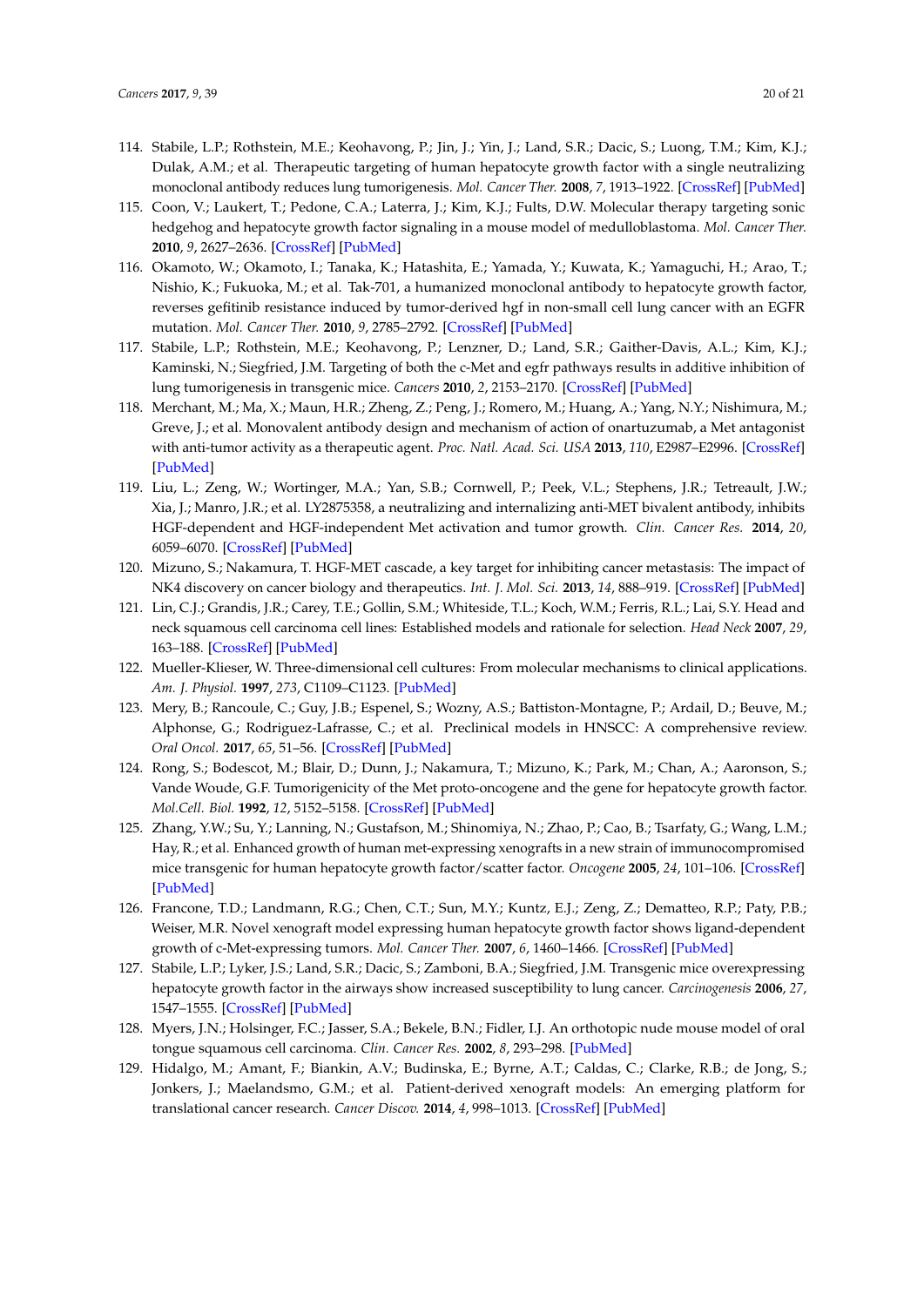114. Stabile, L.P.; Rothstein, M.E.; Keohavong, P.; Jin, J.; Yin, J.; Land, S.R.; Dacic, S.; Luong, T.M.; Kim, K.J.; Dulak, A.M.; et al. Therapeutic targeting of human hepatocyte growth factor with a single neutralizing monoclonal antibody reduces lung tumorigenesis. *Mol. Cancer Ther.* **2008**, *7*, 1913–1922. [CrossRef] [PubMed]
115. Coon, V.; Laukert, T.; Pedone, C.A.; Laterra, J.; Kim, K.J.; Fults, D.W. Molecular therapy targeting sonic hedgehog and hepatocyte growth factor signaling in a mouse model of medulloblastoma. *Mol. Cancer Ther.* **2010**, *9*, 2627–2636. [CrossRef] [PubMed]
116. Okamoto, W.; Okamoto, I.; Tanaka, K.; Hatashita, E.; Yamada, Y.; Kuwata, K.; Yamaguchi, H.; Arao, T.; Nishio, K.; Fukuoka, M.; et al. Tak-701, a humanized monoclonal antibody to hepatocyte growth factor, reverses gefitinib resistance induced by tumor-derived hgf in non-small cell lung cancer with an EGFR mutation. *Mol. Cancer Ther.* **2010**, *9*, 2785–2792. [CrossRef] [PubMed]
117. Stabile, L.P.; Rothstein, M.E.; Keohavong, P.; Lenzner, D.; Land, S.R.; Gaither-Davis, A.L.; Kim, K.J.; Kaminski, N.; Siegfried, J.M. Targeting of both the c-Met and egfr pathways results in additive inhibition of lung tumorigenesis in transgenic mice. *Cancers* **2010**, *2*, 2153–2170. [CrossRef] [PubMed]
118. Merchant, M.; Ma, X.; Maun, H.R.; Zheng, Z.; Peng, J.; Romero, M.; Huang, A.; Yang, N.Y.; Nishimura, M.; Greve, J.; et al. Monovalent antibody design and mechanism of action of onartuzumab, a Met antagonist with anti-tumor activity as a therapeutic agent. *Proc. Natl. Acad. Sci. USA* **2013**, *110*, E2987–E2996. [CrossRef] [PubMed]
119. Liu, L.; Zeng, W.; Wortinger, M.A.; Yan, S.B.; Cornwell, P.; Peek, V.L.; Stephens, J.R.; Tetreault, J.W.; Xia, J.; Manro, J.R.; et al. LY2875358, a neutralizing and internalizing anti-MET bivalent antibody, inhibits HGF-dependent and HGF-independent Met activation and tumor growth. *Clin. Cancer Res.* **2014**, *20*, 6059–6070. [CrossRef] [PubMed]
120. Mizuno, S.; Nakamura, T. HGF-MET cascade, a key target for inhibiting cancer metastasis: The impact of NK4 discovery on cancer biology and therapeutics. *Int. J. Mol. Sci.* **2013**, *14*, 888–919. [CrossRef] [PubMed]
121. Lin, C.J.; Grandis, J.R.; Carey, T.E.; Gollin, S.M.; Whiteside, T.L.; Koch, W.M.; Ferris, R.L.; Lai, S.Y. Head and neck squamous cell carcinoma cell lines: Established models and rationale for selection. *Head Neck* **2007**, *29*, 163–188. [CrossRef] [PubMed]
122. Mueller-Klieser, W. Three-dimensional cell cultures: From molecular mechanisms to clinical applications. *Am. J. Physiol.* **1997**, *273*, C1109–C1123. [PubMed]
123. Mery, B.; Rancoule, C.; Guy, J.B.; Espenel, S.; Wozny, A.S.; Battiston-Montagne, P.; Ardail, D.; Beuve, M.; Alphonse, G.; Rodriguez-Lafrasse, C.; et al. Preclinical models in HNSCC: A comprehensive review. *Oral Oncol.* **2017**, *65*, 51–56. [CrossRef] [PubMed]
124. Rong, S.; Bodescot, M.; Blair, D.; Dunn, J.; Nakamura, T.; Mizuno, K.; Park, M.; Chan, A.; Aaronson, S.; Vande Woude, G.F. Tumorigenicity of the Met proto-oncogene and the gene for hepatocyte growth factor. *Mol.Cell. Biol.* **1992**, *12*, 5152–5158. [CrossRef] [PubMed]
125. Zhang, Y.W.; Su, Y.; Lanning, N.; Gustafson, M.; Shinomiya, N.; Zhao, P.; Cao, B.; Tsarfaty, G.; Wang, L.M.; Hay, R.; et al. Enhanced growth of human met-expressing xenografts in a new strain of immunocompromised mice transgenic for human hepatocyte growth factor/scatter factor. *Oncogene* **2005**, *24*, 101–106. [CrossRef] [PubMed]
126. Francone, T.D.; Landmann, R.G.; Chen, C.T.; Sun, M.Y.; Kuntz, E.J.; Zeng, Z.; Dematteo, R.P.; Paty, P.B.; Weiser, M.R. Novel xenograft model expressing human hepatocyte growth factor shows ligand-dependent growth of c-Met-expressing tumors. *Mol. Cancer Ther.* **2007**, *6*, 1460–1466. [CrossRef] [PubMed]
127. Stabile, L.P.; Lyker, J.S.; Land, S.R.; Dacic, S.; Zamboni, B.A.; Siegfried, J.M. Transgenic mice overexpressing hepatocyte growth factor in the airways show increased susceptibility to lung cancer. *Carcinogenesis* **2006**, *27*, 1547–1555. [CrossRef] [PubMed]
128. Myers, J.N.; Holsinger, F.C.; Jasser, S.A.; Bekele, B.N.; Fidler, I.J. An orthotopic nude mouse model of oral tongue squamous cell carcinoma. *Clin. Cancer Res.* **2002**, *8*, 293–298. [PubMed]
129. Hidalgo, M.; Amant, F.; Biankin, A.V.; Budinska, E.; Byrne, A.T.; Caldas, C.; Clarke, R.B.; de Jong, S.; Jonkers, J.; Maelandsmo, G.M.; et al. Patient-derived xenograft models: An emerging platform for translational cancer research. *Cancer Discov.* **2014**, *4*, 998–1013. [CrossRef] [PubMed]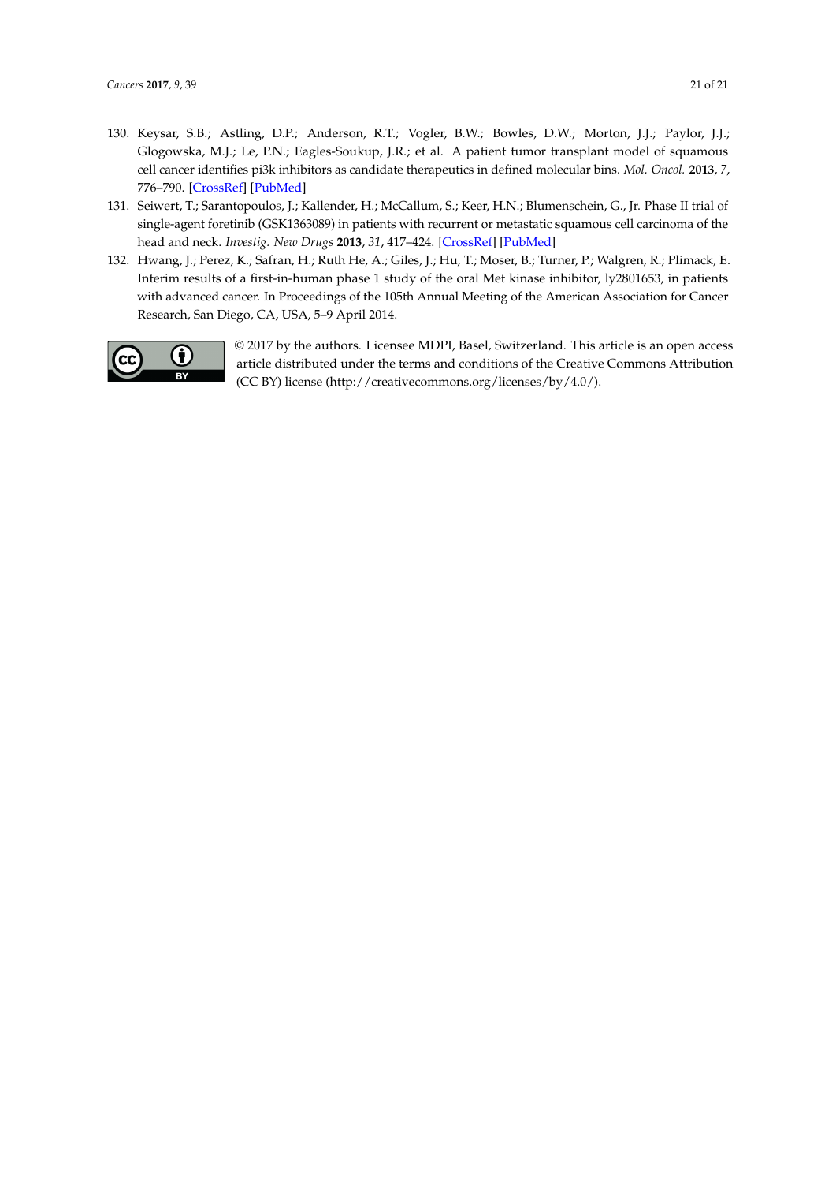130. Keysar, S.B.; Astling, D.P.; Anderson, R.T.; Vogler, B.W.; Bowles, D.W.; Morton, J.J.; Paylor, J.J.; Glogowska, M.J.; Le, P.N.; Eagles-Soukup, J.R.; et al. A patient tumor transplant model of squamous cell cancer identifies pi3k inhibitors as candidate therapeutics in defined molecular bins. *Mol. Oncol.* **2013**, *7*, 776–790. [CrossRef] [PubMed]
131. Seiwert, T.; Sarantopoulos, J.; Kallender, H.; McCallum, S.; Keer, H.N.; Blumenschein, G., Jr. Phase II trial of single-agent foretinib (GSK1363089) in patients with recurrent or metastatic squamous cell carcinoma of the head and neck. *Investig. New Drugs* **2013**, *31*, 417–424. [CrossRef] [PubMed]
132. Hwang, J.; Perez, K.; Safran, H.; Ruth He, A.; Giles, J.; Hu, T.; Moser, B.; Turner, P.; Walgren, R.; Plimack, E. Interim results of a first-in-human phase 1 study of the oral Met kinase inhibitor, ly2801653, in patients with advanced cancer. In Proceedings of the 105th Annual Meeting of the American Association for Cancer Research, San Diego, CA, USA, 5–9 April 2014.

© 2017 by the authors. Licensee MDPI, Basel, Switzerland. This article is an open access article distributed under the terms and conditions of the Creative Commons Attribution (CC BY) license (http://creativecommons.org/licenses/by/4.0/).